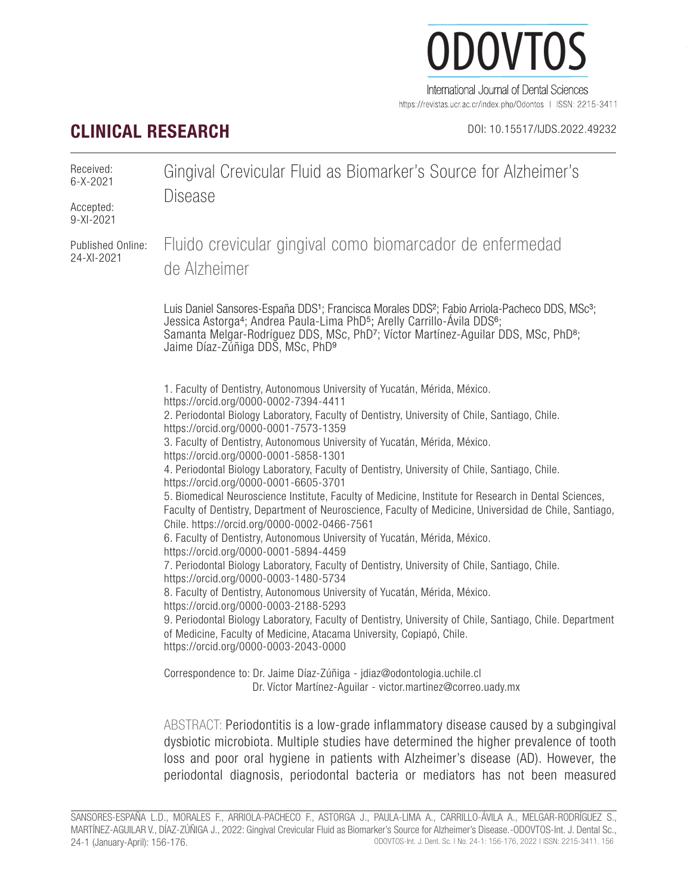ODOVTOS

International Journal of Dental Sciences

https://revistas.ucr.ac.cr/index.php/Odontos | ISSN: 2215-3411

## CLINICAL RESEARCH

DOI: 10.15517/IJDS.2022.49232

Received: 6-X-2021

Accepted: 9-XI-2021

Published Online: 24-XI-2021

# Gingival Crevicular Fluid as Biomarker's Source for Alzheimer's Disease

# Fluido crevicular gingival como biomarcador de enfermedad de Alzheimer

Luis Daniel Sansores-España DDS[1]; Francisca Morales DDS[2]; Fabio Arriola-Pacheco DDS, MSc[3]; Jessica Astorga[4]; Andrea Paula-Lima PhD[5]; Arelly Carrillo-Ávila DDS[6]; Samanta Melgar-Rodríguez DDS, MSc, PhD[7]; Víctor Martínez-Aguilar DDS, MSc, PhD[8]; Jaime Díaz-Zúñiga DDS, MSc, PhD[9]

1. Faculty of Dentistry, Autonomous University of Yucatán, Mérida, México. https://orcid.org/0000-0002-7394-4411
2. Periodontal Biology Laboratory, Faculty of Dentistry, University of Chile, Santiago, Chile. https://orcid.org/0000-0001-7573-1359
3. Faculty of Dentistry, Autonomous University of Yucatán, Mérida, México. https://orcid.org/0000-0001-5858-1301
4. Periodontal Biology Laboratory, Faculty of Dentistry, University of Chile, Santiago, Chile. https://orcid.org/0000-0001-6605-3701
5. Biomedical Neuroscience Institute, Faculty of Medicine, Institute for Research in Dental Sciences, Faculty of Dentistry, Department of Neuroscience, Faculty of Medicine, Universidad de Chile, Santiago, Chile. https://orcid.org/0000-0002-0466-7561
6. Faculty of Dentistry, Autonomous University of Yucatán, Mérida, México. https://orcid.org/0000-0001-5894-4459
7. Periodontal Biology Laboratory, Faculty of Dentistry, University of Chile, Santiago, Chile. https://orcid.org/0000-0003-1480-5734
8. Faculty of Dentistry, Autonomous University of Yucatán, Mérida, México. https://orcid.org/0000-0003-2188-5293
9. Periodontal Biology Laboratory, Faculty of Dentistry, University of Chile, Santiago, Chile. Department of Medicine, Faculty of Medicine, Atacama University, Copiapó, Chile. https://orcid.org/0000-0003-2043-0000

Correspondence to: Dr. Jaime Díaz-Zúñiga - jdiaz@odontologia.uchile.cl
Dr. Víctor Martínez-Aguilar - victor.martinez@correo.uady.mx

ABSTRACT: Periodontitis is a low-grade inflammatory disease caused by a subgingival dysbiotic microbiota. Multiple studies have determined the higher prevalence of tooth loss and poor oral hygiene in patients with Alzheimer's disease (AD). However, the periodontal diagnosis, periodontal bacteria or mediators has not been measured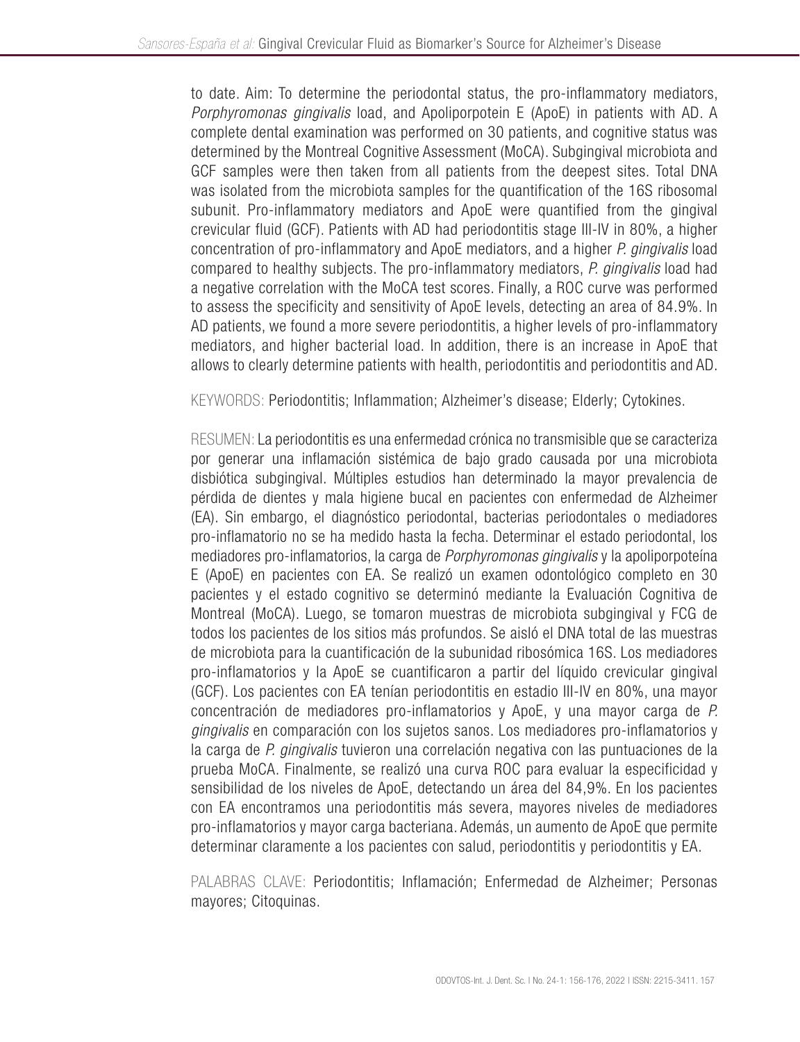to date. Aim: To determine the periodontal status, the pro-inflammatory mediators, *Porphyromonas gingivalis* load, and Apoliporpotein E (ApoE) in patients with AD. A complete dental examination was performed on 30 patients, and cognitive status was determined by the Montreal Cognitive Assessment (MoCA). Subgingival microbiota and GCF samples were then taken from all patients from the deepest sites. Total DNA was isolated from the microbiota samples for the quantification of the 16S ribosomal subunit. Pro-inflammatory mediators and ApoE were quantified from the gingival crevicular fluid (GCF). Patients with AD had periodontitis stage III-IV in 80%, a higher concentration of pro-inflammatory and ApoE mediators, and a higher *P. gingivalis* load compared to healthy subjects. The pro-inflammatory mediators, *P. gingivalis* load had a negative correlation with the MoCA test scores. Finally, a ROC curve was performed to assess the specificity and sensitivity of ApoE levels, detecting an area of 84.9%. In AD patients, we found a more severe periodontitis, a higher levels of pro-inflammatory mediators, and higher bacterial load. In addition, there is an increase in ApoE that allows to clearly determine patients with health, periodontitis and periodontitis and AD.

KEYWORDS: Periodontitis; Inflammation; Alzheimer's disease; Elderly; Cytokines.

RESUMEN: La periodontitis es una enfermedad crónica no transmisible que se caracteriza por generar una inflamación sistémica de bajo grado causada por una microbiota disbiótica subgingival. Múltiples estudios han determinado la mayor prevalencia de pérdida de dientes y mala higiene bucal en pacientes con enfermedad de Alzheimer (EA). Sin embargo, el diagnóstico periodontal, bacterias periodontales o mediadores pro-inflamatorio no se ha medido hasta la fecha. Determinar el estado periodontal, los mediadores pro-inflamatorios, la carga de *Porphyromonas gingivalis* y la apoliporpoteína E (ApoE) en pacientes con EA. Se realizó un examen odontológico completo en 30 pacientes y el estado cognitivo se determinó mediante la Evaluación Cognitiva de Montreal (MoCA). Luego, se tomaron muestras de microbiota subgingival y FCG de todos los pacientes de los sitios más profundos. Se aisló el DNA total de las muestras de microbiota para la cuantificación de la subunidad ribosómica 16S. Los mediadores pro-inflamatorios y la ApoE se cuantificaron a partir del líquido crevicular gingival (GCF). Los pacientes con EA tenían periodontitis en estadio III-IV en 80%, una mayor concentración de mediadores pro-inflamatorios y ApoE, y una mayor carga de *P. gingivalis* en comparación con los sujetos sanos. Los mediadores pro-inflamatorios y la carga de *P. gingivalis* tuvieron una correlación negativa con las puntuaciones de la prueba MoCA. Finalmente, se realizó una curva ROC para evaluar la especificidad y sensibilidad de los niveles de ApoE, detectando un área del 84,9%. En los pacientes con EA encontramos una periodontitis más severa, mayores niveles de mediadores pro-inflamatorios y mayor carga bacteriana. Además, un aumento de ApoE que permite determinar claramente a los pacientes con salud, periodontitis y periodontitis y EA.

PALABRAS CLAVE: Periodontitis; Inflamación; Enfermedad de Alzheimer; Personas mayores; Citoquinas.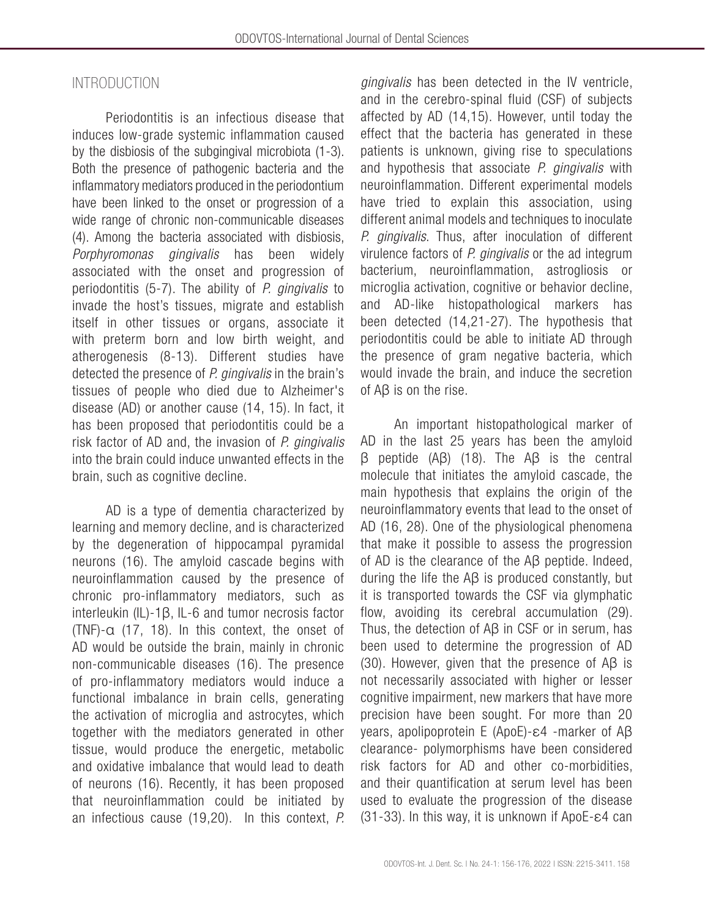## INTRODUCTION

Periodontitis is an infectious disease that induces low-grade systemic inflammation caused by the disbiosis of the subgingival microbiota (1-3). Both the presence of pathogenic bacteria and the inflammatory mediators produced in the periodontium have been linked to the onset or progression of a wide range of chronic non-communicable diseases (4). Among the bacteria associated with disbiosis, *Porphyromonas gingivalis* has been widely associated with the onset and progression of periodontitis (5-7). The ability of *P. gingivalis* to invade the host's tissues, migrate and establish itself in other tissues or organs, associate it with preterm born and low birth weight, and atherogenesis (8-13). Different studies have detected the presence of *P. gingivalis* in the brain's tissues of people who died due to Alzheimer's disease (AD) or another cause (14, 15). In fact, it has been proposed that periodontitis could be a risk factor of AD and, the invasion of *P. gingivalis* into the brain could induce unwanted effects in the brain, such as cognitive decline.

AD is a type of dementia characterized by learning and memory decline, and is characterized by the degeneration of hippocampal pyramidal neurons (16). The amyloid cascade begins with neuroinflammation caused by the presence of chronic pro-inflammatory mediators, such as interleukin (IL)-1β, IL-6 and tumor necrosis factor (TNF)-α (17, 18). In this context, the onset of AD would be outside the brain, mainly in chronic non-communicable diseases (16). The presence of pro-inflammatory mediators would induce a functional imbalance in brain cells, generating the activation of microglia and astrocytes, which together with the mediators generated in other tissue, would produce the energetic, metabolic and oxidative imbalance that would lead to death of neurons (16). Recently, it has been proposed that neuroinflammation could be initiated by an infectious cause (19,20). In this context, *P. gingivalis* has been detected in the IV ventricle, and in the cerebro-spinal fluid (CSF) of subjects affected by AD (14,15). However, until today the effect that the bacteria has generated in these patients is unknown, giving rise to speculations and hypothesis that associate *P. gingivalis* with neuroinflammation. Different experimental models have tried to explain this association, using different animal models and techniques to inoculate *P. gingivalis*. Thus, after inoculation of different virulence factors of *P. gingivalis* or the ad integrum bacterium, neuroinflammation, astrogliosis or microglia activation, cognitive or behavior decline, and AD-like histopathological markers has been detected (14,21-27). The hypothesis that periodontitis could be able to initiate AD through the presence of gram negative bacteria, which would invade the brain, and induce the secretion of Aβ is on the rise.

An important histopathological marker of AD in the last 25 years has been the amyloid β peptide (Aβ) (18). The Aβ is the central molecule that initiates the amyloid cascade, the main hypothesis that explains the origin of the neuroinflammatory events that lead to the onset of AD (16, 28). One of the physiological phenomena that make it possible to assess the progression of AD is the clearance of the Aβ peptide. Indeed, during the life the Aβ is produced constantly, but it is transported towards the CSF via glymphatic flow, avoiding its cerebral accumulation (29). Thus, the detection of Aβ in CSF or in serum, has been used to determine the progression of AD (30). However, given that the presence of Aβ is not necessarily associated with higher or lesser cognitive impairment, new markers that have more precision have been sought. For more than 20 years, apolipoprotein E (ApoE)-ε4 -marker of Aβ clearance- polymorphisms have been considered risk factors for AD and other co-morbidities, and their quantification at serum level has been used to evaluate the progression of the disease (31-33). In this way, it is unknown if ApoE-ε4 can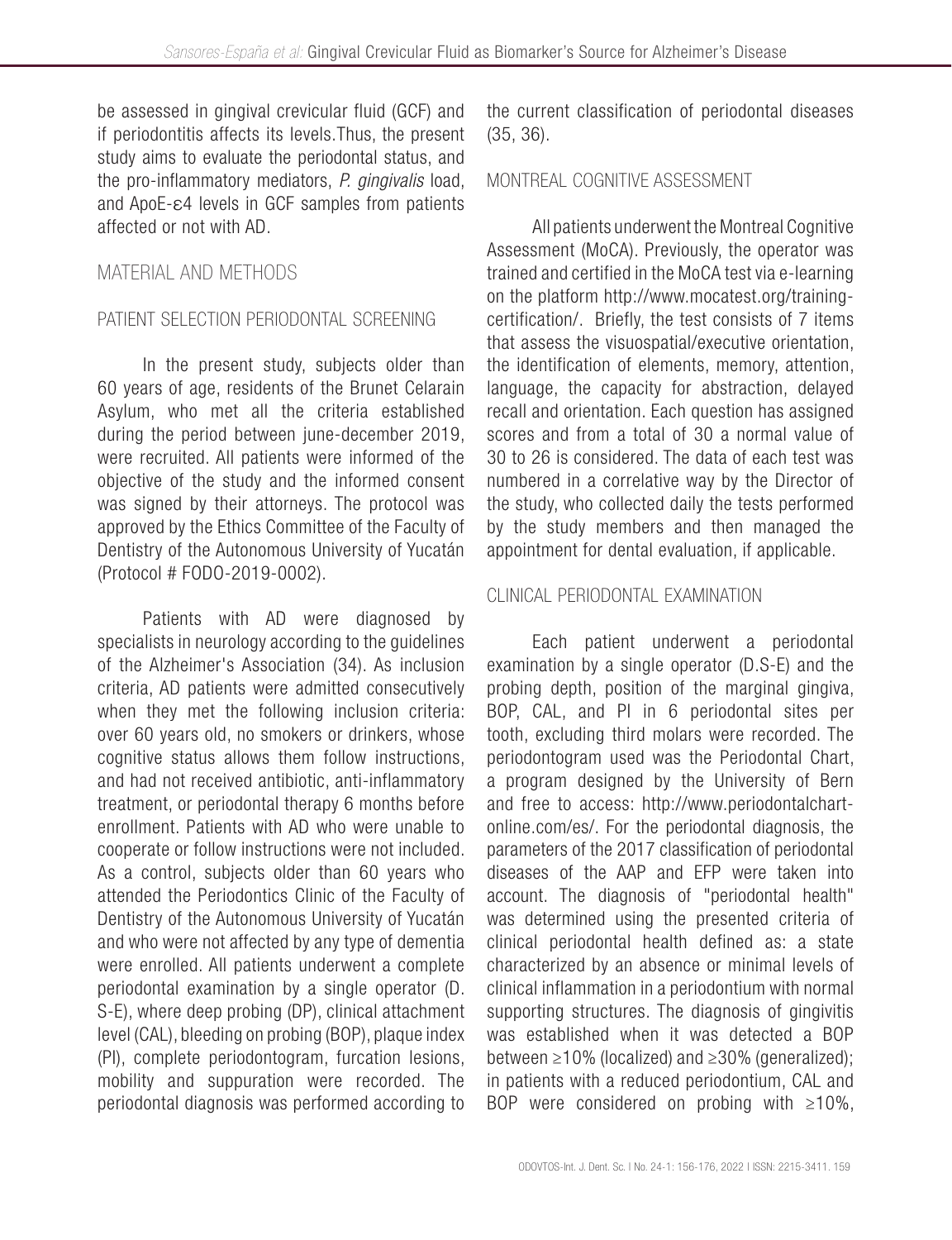be assessed in gingival crevicular fluid (GCF) and if periodontitis affects its levels.Thus, the present study aims to evaluate the periodontal status, and the pro-inflammatory mediators, *P. gingivalis* load, and ApoE-ε4 levels in GCF samples from patients affected or not with AD.

## MATERIAL AND METHODS

### PATIENT SELECTION PERIODONTAL SCREENING

In the present study, subjects older than 60 years of age, residents of the Brunet Celarain Asylum, who met all the criteria established during the period between june-december 2019, were recruited. All patients were informed of the objective of the study and the informed consent was signed by their attorneys. The protocol was approved by the Ethics Committee of the Faculty of Dentistry of the Autonomous University of Yucatán (Protocol # FODO-2019-0002).

Patients with AD were diagnosed by specialists in neurology according to the guidelines of the Alzheimer's Association (34). As inclusion criteria, AD patients were admitted consecutively when they met the following inclusion criteria: over 60 years old, no smokers or drinkers, whose cognitive status allows them follow instructions, and had not received antibiotic, anti-inflammatory treatment, or periodontal therapy 6 months before enrollment. Patients with AD who were unable to cooperate or follow instructions were not included. As a control, subjects older than 60 years who attended the Periodontics Clinic of the Faculty of Dentistry of the Autonomous University of Yucatán and who were not affected by any type of dementia were enrolled. All patients underwent a complete periodontal examination by a single operator (D. S-E), where deep probing (DP), clinical attachment level (CAL), bleeding on probing (BOP), plaque index (PI), complete periodontogram, furcation lesions, mobility and suppuration were recorded. The periodontal diagnosis was performed according to the current classification of periodontal diseases (35, 36).

### MONTREAL COGNITIVE ASSESSMENT

All patients underwent the Montreal Cognitive Assessment (MoCA). Previously, the operator was trained and certified in the MoCA test via e-learning on the platform http://www.mocatest.org/training-certification/. Briefly, the test consists of 7 items that assess the visuospatial/executive orientation, the identification of elements, memory, attention, language, the capacity for abstraction, delayed recall and orientation. Each question has assigned scores and from a total of 30 a normal value of 30 to 26 is considered. The data of each test was numbered in a correlative way by the Director of the study, who collected daily the tests performed by the study members and then managed the appointment for dental evaluation, if applicable.

### CLINICAL PERIODONTAL EXAMINATION

Each patient underwent a periodontal examination by a single operator (D.S-E) and the probing depth, position of the marginal gingiva, BOP, CAL, and PI in 6 periodontal sites per tooth, excluding third molars were recorded. The periodontogram used was the Periodontal Chart, a program designed by the University of Bern and free to access: http://www.periodontalchart-online.com/es/. For the periodontal diagnosis, the parameters of the 2017 classification of periodontal diseases of the AAP and EFP were taken into account. The diagnosis of "periodontal health" was determined using the presented criteria of clinical periodontal health defined as: a state characterized by an absence or minimal levels of clinical inflammation in a periodontium with normal supporting structures. The diagnosis of gingivitis was established when it was detected a BOP between ≥10% (localized) and ≥30% (generalized); in patients with a reduced periodontium, CAL and BOP were considered on probing with ≥10%,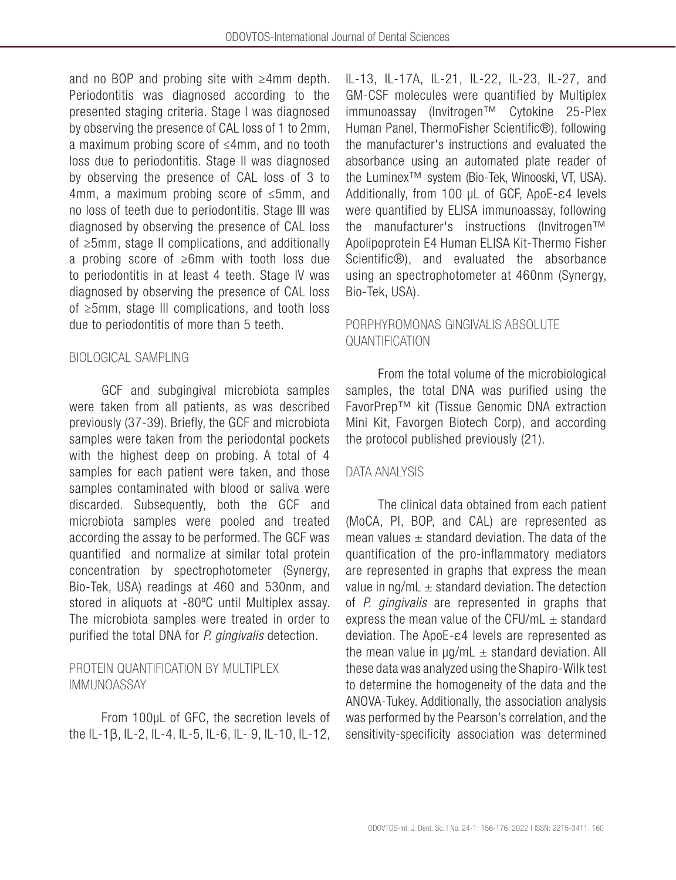and no BOP and probing site with ≥4mm depth. Periodontitis was diagnosed according to the presented staging criteria. Stage I was diagnosed by observing the presence of CAL loss of 1 to 2mm, a maximum probing score of ≤4mm, and no tooth loss due to periodontitis. Stage II was diagnosed by observing the presence of CAL loss of 3 to 4mm, a maximum probing score of ≤5mm, and no loss of teeth due to periodontitis. Stage III was diagnosed by observing the presence of CAL loss of ≥5mm, stage II complications, and additionally a probing score of ≥6mm with tooth loss due to periodontitis in at least 4 teeth. Stage IV was diagnosed by observing the presence of CAL loss of ≥5mm, stage III complications, and tooth loss due to periodontitis of more than 5 teeth.

## BIOLOGICAL SAMPLING

GCF and subgingival microbiota samples were taken from all patients, as was described previously (37-39). Briefly, the GCF and microbiota samples were taken from the periodontal pockets with the highest deep on probing. A total of 4 samples for each patient were taken, and those samples contaminated with blood or saliva were discarded. Subsequently, both the GCF and microbiota samples were pooled and treated according the assay to be performed. The GCF was quantified and normalize at similar total protein concentration by spectrophotometer (Synergy, Bio-Tek, USA) readings at 460 and 530nm, and stored in aliquots at -80ºC until Multiplex assay. The microbiota samples were treated in order to purified the total DNA for *P. gingivalis* detection.

## PROTEIN QUANTIFICATION BY MULTIPLEX IMMUNOASSAY

From 100µL of GFC, the secretion levels of the IL-1β, IL-2, IL-4, IL-5, IL-6, IL- 9, IL-10, IL-12, IL-13, IL-17A, IL-21, IL-22, IL-23, IL-27, and GM-CSF molecules were quantified by Multiplex immunoassay (Invitrogen™ Cytokine 25-Plex Human Panel, ThermoFisher Scientific®), following the manufacturer's instructions and evaluated the absorbance using an automated plate reader of the Luminex™ system (Bio-Tek, Winooski, VT, USA). Additionally, from 100 µL of GCF, ApoE-ε4 levels were quantified by ELISA immunoassay, following the manufacturer's instructions (Invitrogen™ Apolipoprotein E4 Human ELISA Kit-Thermo Fisher Scientific®), and evaluated the absorbance using an spectrophotometer at 460nm (Synergy, Bio-Tek, USA).

## PORPHYROMONAS GINGIVALIS ABSOLUTE QUANTIFICATION

From the total volume of the microbiological samples, the total DNA was purified using the FavorPrep™ kit (Tissue Genomic DNA extraction Mini Kit, Favorgen Biotech Corp), and according the protocol published previously (21).

## DATA ANALYSIS

The clinical data obtained from each patient (MoCA, PI, BOP, and CAL) are represented as mean values ± standard deviation. The data of the quantification of the pro-inflammatory mediators are represented in graphs that express the mean value in ng/mL ± standard deviation. The detection of *P. gingivalis* are represented in graphs that express the mean value of the CFU/mL ± standard deviation. The ApoE-ε4 levels are represented as the mean value in µg/mL ± standard deviation. All these data was analyzed using the Shapiro-Wilk test to determine the homogeneity of the data and the ANOVA-Tukey. Additionally, the association analysis was performed by the Pearson's correlation, and the sensitivity-specificity association was determined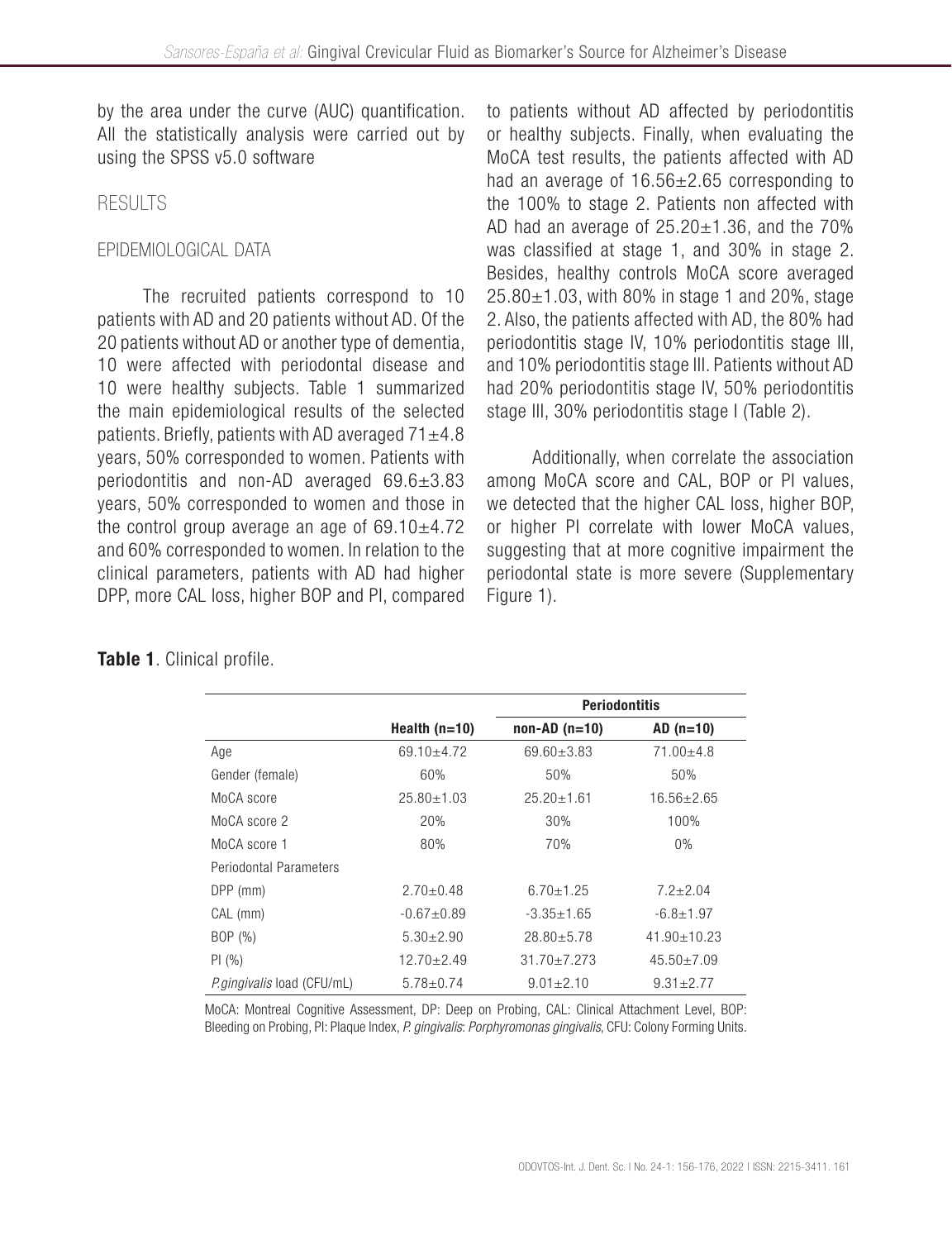by the area under the curve (AUC) quantification. All the statistically analysis were carried out by using the SPSS v5.0 software

## RESULTS

### EPIDEMIOLOGICAL DATA

The recruited patients correspond to 10 patients with AD and 20 patients without AD. Of the 20 patients without AD or another type of dementia, 10 were affected with periodontal disease and 10 were healthy subjects. Table 1 summarized the main epidemiological results of the selected patients. Briefly, patients with AD averaged 71±4.8 years, 50% corresponded to women. Patients with periodontitis and non-AD averaged 69.6±3.83 years, 50% corresponded to women and those in the control group average an age of 69.10±4.72 and 60% corresponded to women. In relation to the clinical parameters, patients with AD had higher DPP, more CAL loss, higher BOP and PI, compared to patients without AD affected by periodontitis or healthy subjects. Finally, when evaluating the MoCA test results, the patients affected with AD had an average of 16.56±2.65 corresponding to the 100% to stage 2. Patients non affected with AD had an average of 25.20±1.36, and the 70% was classified at stage 1, and 30% in stage 2. Besides, healthy controls MoCA score averaged 25.80±1.03, with 80% in stage 1 and 20%, stage 2. Also, the patients affected with AD, the 80% had periodontitis stage IV, 10% periodontitis stage III, and 10% periodontitis stage III. Patients without AD had 20% periodontitis stage IV, 50% periodontitis stage III, 30% periodontitis stage I (Table 2).

Additionally, when correlate the association among MoCA score and CAL, BOP or PI values, we detected that the higher CAL loss, higher BOP, or higher PI correlate with lower MoCA values, suggesting that at more cognitive impairment the periodontal state is more severe (Supplementary Figure 1).

**Table 1**. Clinical profile.

| | | **Periodontitis** | |
|---|---|---|---|
| | **Health (n=10)** | **non-AD (n=10)** | **AD (n=10)** |
| Age | 69.10±4.72 | 69.60±3.83 | 71.00±4.8 |
| Gender (female) | 60% | 50% | 50% |
| MoCA score | 25.80±1.03 | 25.20±1.61 | 16.56±2.65 |
| MoCA score 2 | 20% | 30% | 100% |
| MoCA score 1 | 80% | 70% | 0% |
| Periodontal Parameters | | | |
| DPP (mm) | 2.70±0.48 | 6.70±1.25 | 7.2±2.04 |
| CAL (mm) | -0.67±0.89 | -3.35±1.65 | -6.8±1.97 |
| BOP (%) | 5.30±2.90 | 28.80±5.78 | 41.90±10.23 |
| PI (%) | 12.70±2.49 | 31.70±7.273 | 45.50±7.09 |
| *P.gingivalis* load (CFU/mL) | 5.78±0.74 | 9.01±2.10 | 9.31±2.77 |

MoCA: Montreal Cognitive Assessment, DP: Deep on Probing, CAL: Clinical Attachment Level, BOP: Bleeding on Probing, PI: Plaque Index, *P. gingivalis*: *Porphyromonas gingivalis*, CFU: Colony Forming Units.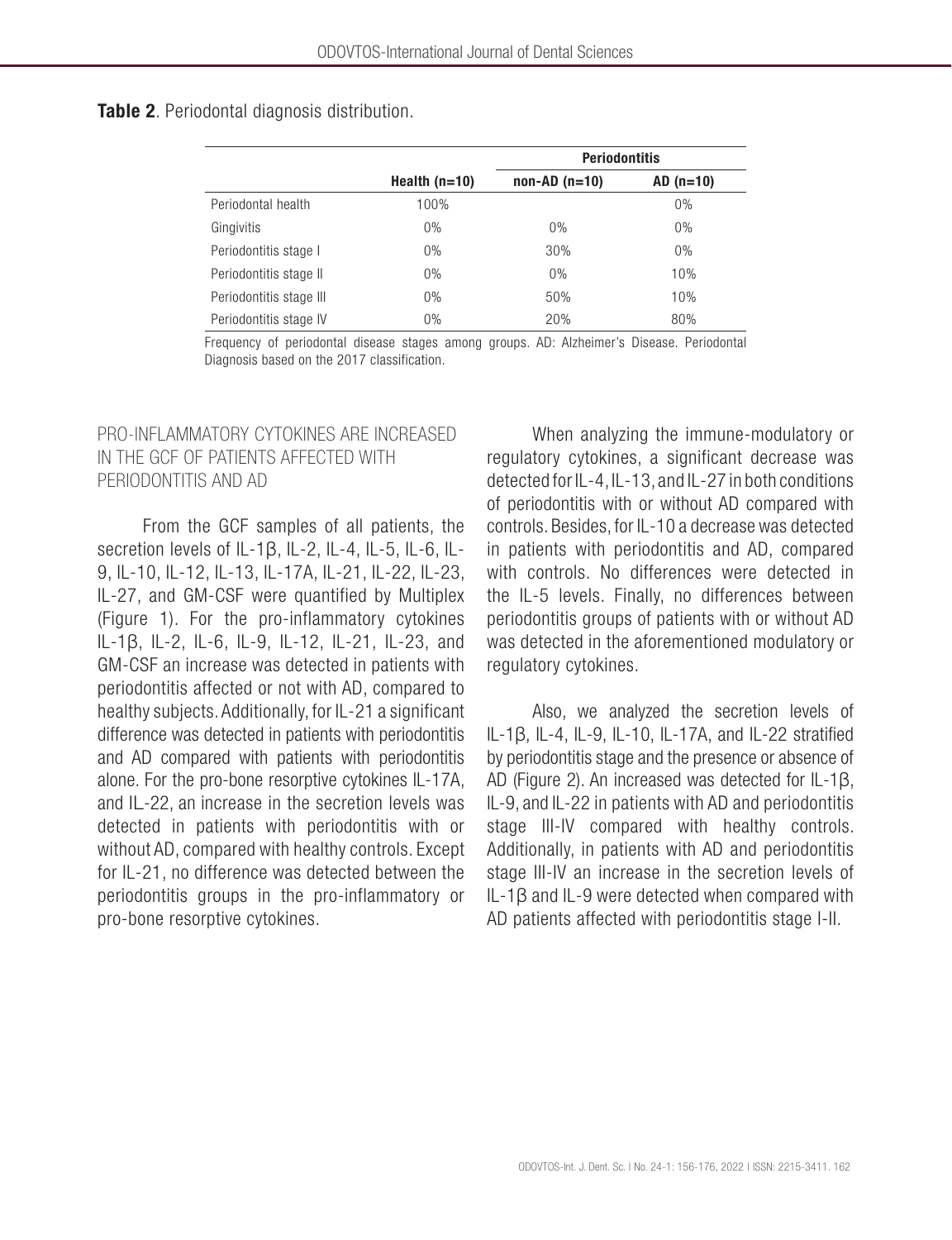**Table 2**. Periodontal diagnosis distribution.

| | | Periodontitis | |
|---|---|---|---|
| | Health (n=10) | non-AD (n=10) | AD (n=10) |
| Periodontal health | 100% | | 0% |
| Gingivitis | 0% | 0% | 0% |
| Periodontitis stage I | 0% | 30% | 0% |
| Periodontitis stage II | 0% | 0% | 10% |
| Periodontitis stage III | 0% | 50% | 10% |
| Periodontitis stage IV | 0% | 20% | 80% |

Frequency of periodontal disease stages among groups. AD: Alzheimer's Disease. Periodontal Diagnosis based on the 2017 classification.

## PRO-INFLAMMATORY CYTOKINES ARE INCREASED IN THE GCF OF PATIENTS AFFECTED WITH PERIODONTITIS AND AD

From the GCF samples of all patients, the secretion levels of IL-1β, IL-2, IL-4, IL-5, IL-6, IL-9, IL-10, IL-12, IL-13, IL-17A, IL-21, IL-22, IL-23, IL-27, and GM-CSF were quantified by Multiplex (Figure 1). For the pro-inflammatory cytokines IL-1β, IL-2, IL-6, IL-9, IL-12, IL-21, IL-23, and GM-CSF an increase was detected in patients with periodontitis affected or not with AD, compared to healthy subjects. Additionally, for IL-21 a significant difference was detected in patients with periodontitis and AD compared with patients with periodontitis alone. For the pro-bone resorptive cytokines IL-17A, and IL-22, an increase in the secretion levels was detected in patients with periodontitis with or without AD, compared with healthy controls. Except for IL-21, no difference was detected between the periodontitis groups in the pro-inflammatory or pro-bone resorptive cytokines.

When analyzing the immune-modulatory or regulatory cytokines, a significant decrease was detected for IL-4, IL-13, and IL-27 in both conditions of periodontitis with or without AD compared with controls. Besides, for IL-10 a decrease was detected in patients with periodontitis and AD, compared with controls. No differences were detected in the IL-5 levels. Finally, no differences between periodontitis groups of patients with or without AD was detected in the aforementioned modulatory or regulatory cytokines.

Also, we analyzed the secretion levels of IL-1β, IL-4, IL-9, IL-10, IL-17A, and IL-22 stratified by periodontitis stage and the presence or absence of AD (Figure 2). An increased was detected for IL-1β, IL-9, and IL-22 in patients with AD and periodontitis stage III-IV compared with healthy controls. Additionally, in patients with AD and periodontitis stage III-IV an increase in the secretion levels of IL-1β and IL-9 were detected when compared with AD patients affected with periodontitis stage I-II.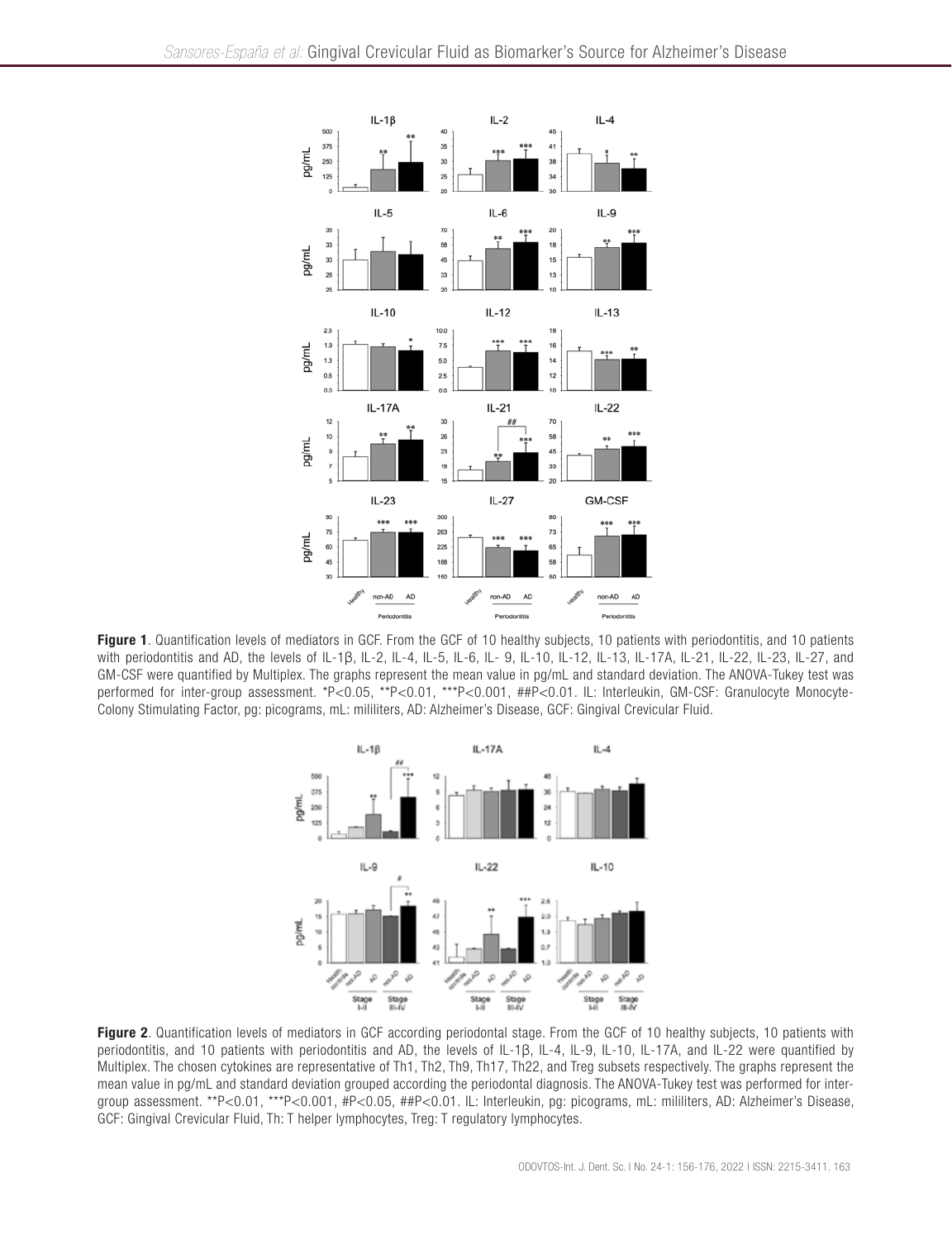**Figure 1**. Quantification levels of mediators in GCF. From the GCF of 10 healthy subjects, 10 patients with periodontitis, and 10 patients with periodontitis and AD, the levels of IL-1β, IL-2, IL-4, IL-5, IL-6, IL- 9, IL-10, IL-12, IL-13, IL-17A, IL-21, IL-22, IL-23, IL-27, and GM-CSF were quantified by Multiplex. The graphs represent the mean value in pg/mL and standard deviation. The ANOVA-Tukey test was performed for inter-group assessment. *P<0.05, **P<0.01, ***P<0.001, ##P<0.01. IL: Interleukin, GM-CSF: Granulocyte Monocyte-Colony Stimulating Factor, pg: picograms, mL: mililiters, AD: Alzheimer's Disease, GCF: Gingival Crevicular Fluid.

**Figure 2**. Quantification levels of mediators in GCF according periodontal stage. From the GCF of 10 healthy subjects, 10 patients with periodontitis, and 10 patients with periodontitis and AD, the levels of IL-1β, IL-4, IL-9, IL-10, IL-17A, and IL-22 were quantified by Multiplex. The chosen cytokines are representative of Th1, Th2, Th9, Th17, Th22, and Treg subsets respectively. The graphs represent the mean value in pg/mL and standard deviation grouped according the periodontal diagnosis. The ANOVA-Tukey test was performed for inter-group assessment. **P<0.01, ***P<0.001, #P<0.05, ##P<0.01. IL: Interleukin, pg: picograms, mL: mililiters, AD: Alzheimer's Disease, GCF: Gingival Crevicular Fluid, Th: T helper lymphocytes, Treg: T regulatory lymphocytes.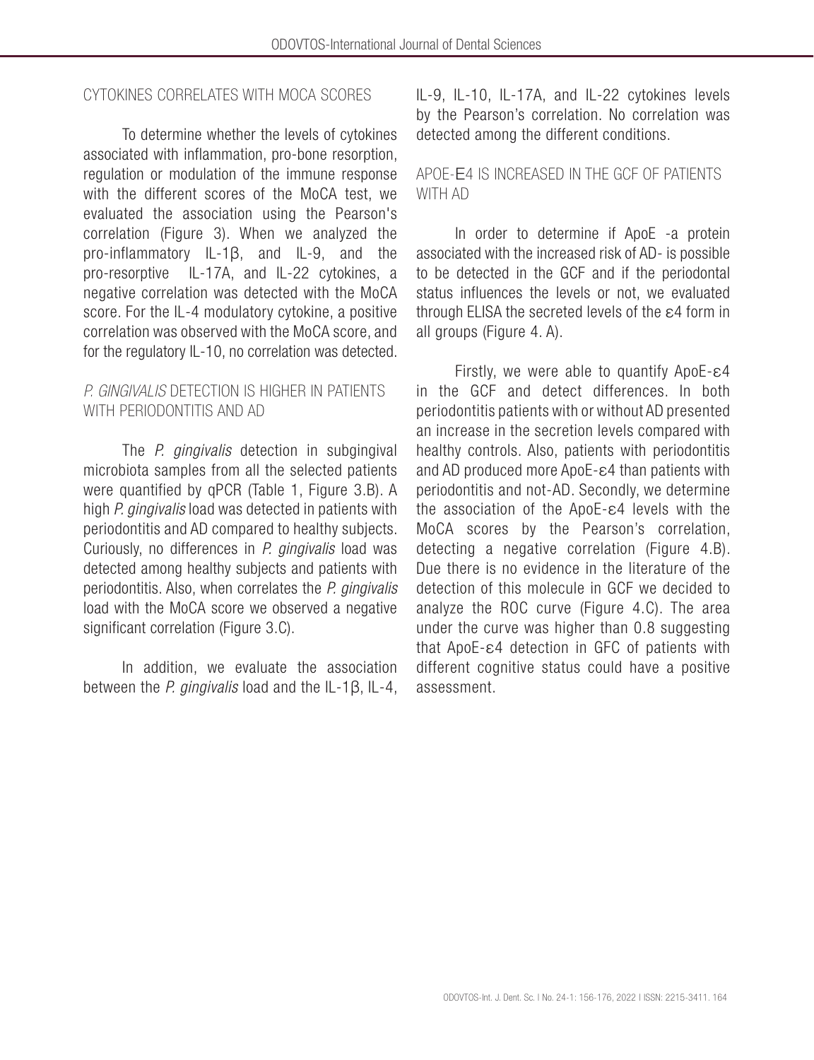### CYTOKINES CORRELATES WITH MOCA SCORES

To determine whether the levels of cytokines associated with inflammation, pro-bone resorption, regulation or modulation of the immune response with the different scores of the MoCA test, we evaluated the association using the Pearson's correlation (Figure 3). When we analyzed the pro-inflammatory IL-1β, and IL-9, and the pro-resorptive IL-17A, and IL-22 cytokines, a negative correlation was detected with the MoCA score. For the IL-4 modulatory cytokine, a positive correlation was observed with the MoCA score, and for the regulatory IL-10, no correlation was detected.

### *P. GINGIVALIS* DETECTION IS HIGHER IN PATIENTS WITH PERIODONTITIS AND AD

The *P. gingivalis* detection in subgingival microbiota samples from all the selected patients were quantified by qPCR (Table 1, Figure 3.B). A high *P. gingivalis* load was detected in patients with periodontitis and AD compared to healthy subjects. Curiously, no differences in *P. gingivalis* load was detected among healthy subjects and patients with periodontitis. Also, when correlates the *P. gingivalis* load with the MoCA score we observed a negative significant correlation (Figure 3.C).

In addition, we evaluate the association between the *P. gingivalis* load and the IL-1β, IL-4, IL-9, IL-10, IL-17A, and IL-22 cytokines levels by the Pearson's correlation. No correlation was detected among the different conditions.

### APOE-Ε4 IS INCREASED IN THE GCF OF PATIENTS WITH AD

In order to determine if ApoE -a protein associated with the increased risk of AD- is possible to be detected in the GCF and if the periodontal status influences the levels or not, we evaluated through ELISA the secreted levels of the ε4 form in all groups (Figure 4. A).

Firstly, we were able to quantify ApoE-ε4 in the GCF and detect differences. In both periodontitis patients with or without AD presented an increase in the secretion levels compared with healthy controls. Also, patients with periodontitis and AD produced more ApoE-ε4 than patients with periodontitis and not-AD. Secondly, we determine the association of the ApoE-ε4 levels with the MoCA scores by the Pearson's correlation, detecting a negative correlation (Figure 4.B). Due there is no evidence in the literature of the detection of this molecule in GCF we decided to analyze the ROC curve (Figure 4.C). The area under the curve was higher than 0.8 suggesting that ApoE-ε4 detection in GFC of patients with different cognitive status could have a positive assessment.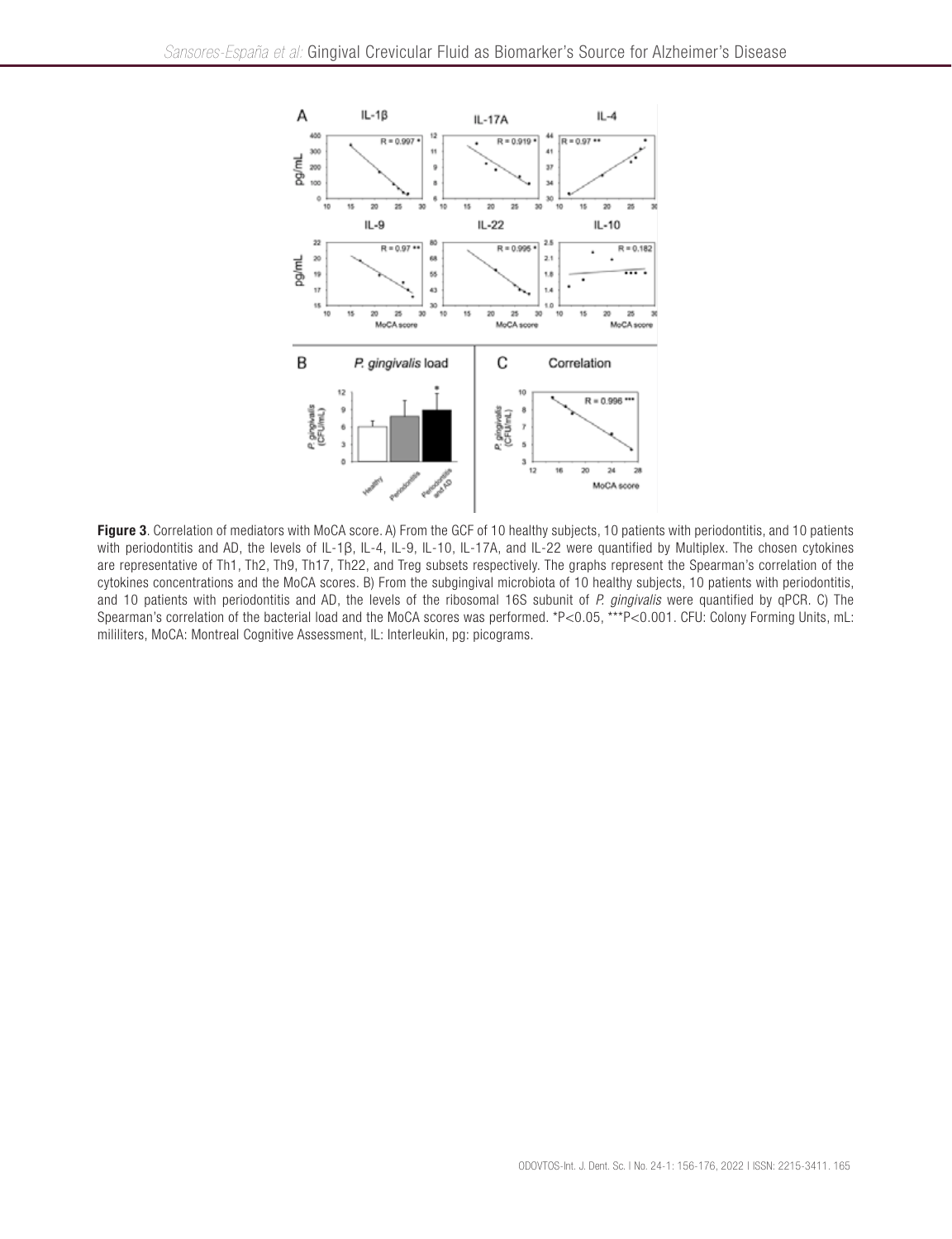**Figure 3**. Correlation of mediators with MoCA score. A) From the GCF of 10 healthy subjects, 10 patients with periodontitis, and 10 patients with periodontitis and AD, the levels of IL-1β, IL-4, IL-9, IL-10, IL-17A, and IL-22 were quantified by Multiplex. The chosen cytokines are representative of Th1, Th2, Th9, Th17, Th22, and Treg subsets respectively. The graphs represent the Spearman's correlation of the cytokines concentrations and the MoCA scores. B) From the subgingival microbiota of 10 healthy subjects, 10 patients with periodontitis, and 10 patients with periodontitis and AD, the levels of the ribosomal 16S subunit of *P. gingivalis* were quantified by qPCR. C) The Spearman's correlation of the bacterial load and the MoCA scores was performed. *P<0.05, ***P<0.001. CFU: Colony Forming Units, mL: mililiters, MoCA: Montreal Cognitive Assessment, IL: Interleukin, pg: picograms.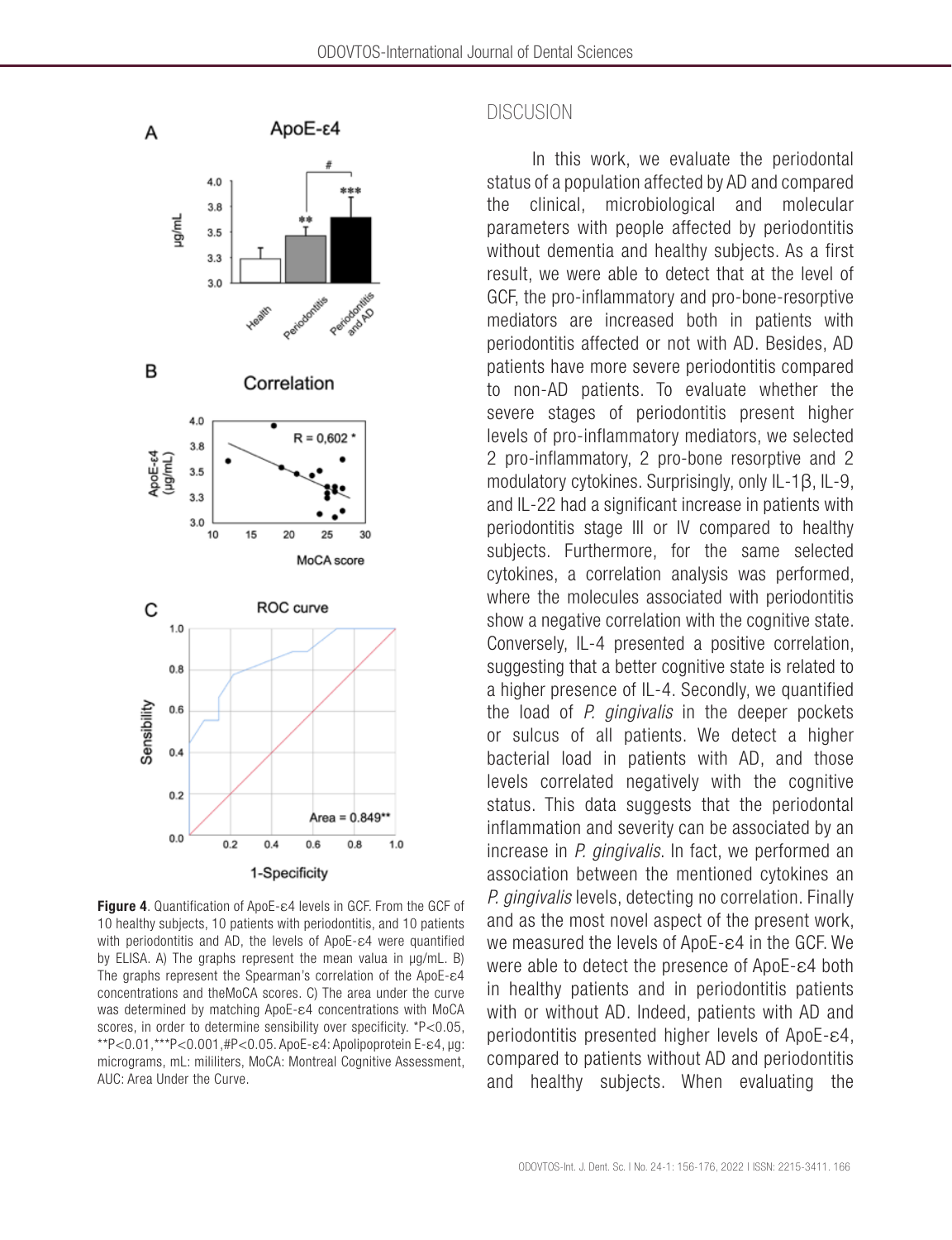**Figure 4**. Quantification of ApoE-ε4 levels in GCF. From the GCF of 10 healthy subjects, 10 patients with periodontitis, and 10 patients with periodontitis and AD, the levels of ApoE-ε4 were quantified by ELISA. A) The graphs represent the mean valua in µg/mL. B) The graphs represent the Spearman's correlation of the ApoE-ε4 concentrations and theMoCA scores. C) The area under the curve was determined by matching ApoE-ε4 concentrations with MoCA scores, in order to determine sensibility over specificity. *P<0.05, **P<0.01,***P<0.001,#P<0.05. ApoE-ε4: Apolipoprotein E-ε4, µg: micrograms, mL: mililiters, MoCA: Montreal Cognitive Assessment, AUC: Area Under the Curve.

## DISCUSION

In this work, we evaluate the periodontal status of a population affected by AD and compared the clinical, microbiological and molecular parameters with people affected by periodontitis without dementia and healthy subjects. As a first result, we were able to detect that at the level of GCF, the pro-inflammatory and pro-bone-resorptive mediators are increased both in patients with periodontitis affected or not with AD. Besides, AD patients have more severe periodontitis compared to non-AD patients. To evaluate whether the severe stages of periodontitis present higher levels of pro-inflammatory mediators, we selected 2 pro-inflammatory, 2 pro-bone resorptive and 2 modulatory cytokines. Surprisingly, only IL-1β, IL-9, and IL-22 had a significant increase in patients with periodontitis stage III or IV compared to healthy subjects. Furthermore, for the same selected cytokines, a correlation analysis was performed, where the molecules associated with periodontitis show a negative correlation with the cognitive state. Conversely, IL-4 presented a positive correlation, suggesting that a better cognitive state is related to a higher presence of IL-4. Secondly, we quantified the load of *P. gingivalis* in the deeper pockets or sulcus of all patients. We detect a higher bacterial load in patients with AD, and those levels correlated negatively with the cognitive status. This data suggests that the periodontal inflammation and severity can be associated by an increase in *P. gingivalis*. In fact, we performed an association between the mentioned cytokines an *P. gingivalis* levels, detecting no correlation. Finally and as the most novel aspect of the present work, we measured the levels of ApoE-ε4 in the GCF. We were able to detect the presence of ApoE-ε4 both in healthy patients and in periodontitis patients with or without AD. Indeed, patients with AD and periodontitis presented higher levels of ApoE-ε4, compared to patients without AD and periodontitis and healthy subjects. When evaluating the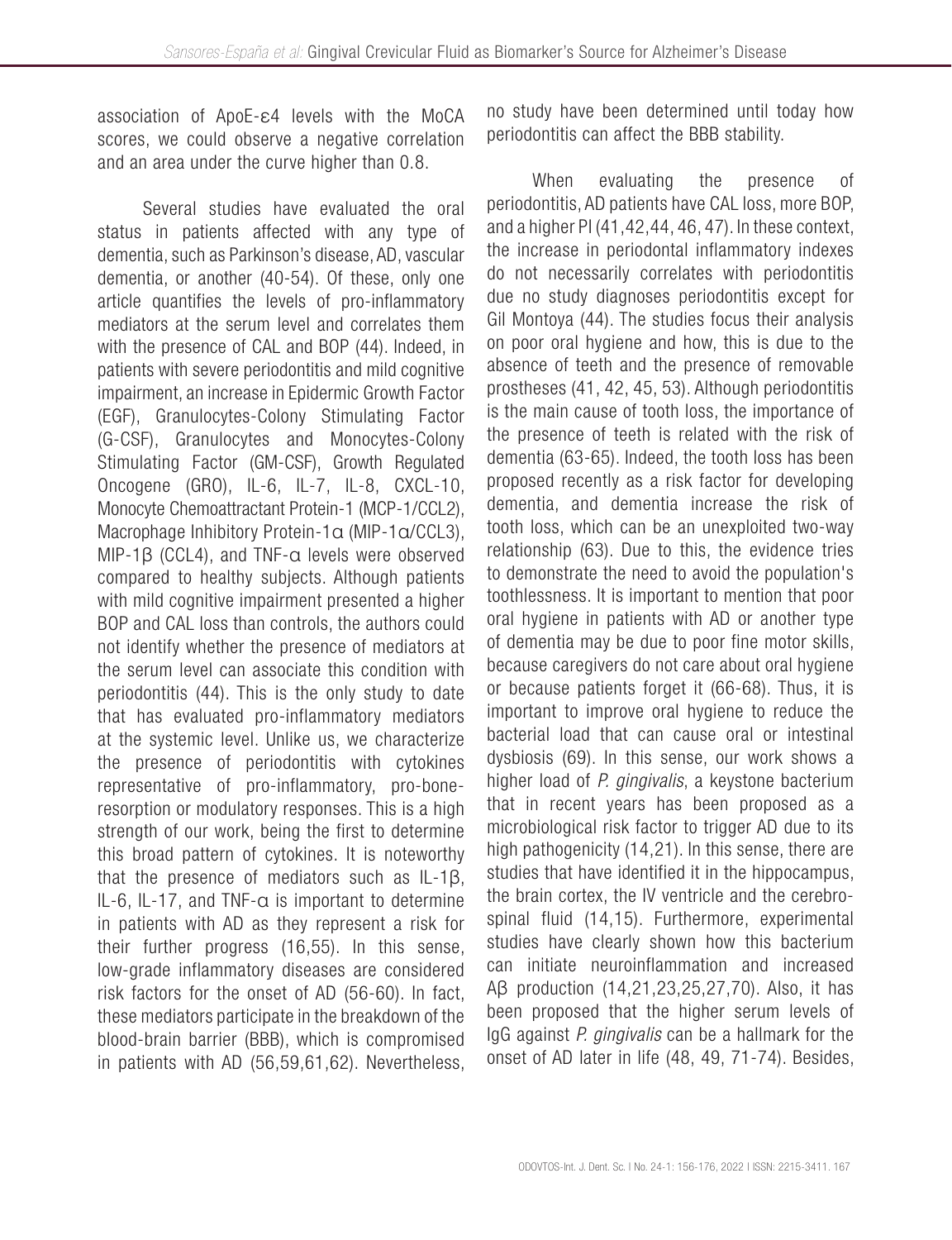association of ApoE-ε4 levels with the MoCA scores, we could observe a negative correlation and an area under the curve higher than 0.8.

Several studies have evaluated the oral status in patients affected with any type of dementia, such as Parkinson's disease, AD, vascular dementia, or another (40-54). Of these, only one article quantifies the levels of pro-inflammatory mediators at the serum level and correlates them with the presence of CAL and BOP (44). Indeed, in patients with severe periodontitis and mild cognitive impairment, an increase in Epidermic Growth Factor (EGF), Granulocytes-Colony Stimulating Factor (G-CSF), Granulocytes and Monocytes-Colony Stimulating Factor (GM-CSF), Growth Regulated Oncogene (GRO), IL-6, IL-7, IL-8, CXCL-10, Monocyte Chemoattractant Protein-1 (MCP-1/CCL2), Macrophage Inhibitory Protein-1α (MIP-1α/CCL3), MIP-1β (CCL4), and TNF-α levels were observed compared to healthy subjects. Although patients with mild cognitive impairment presented a higher BOP and CAL loss than controls, the authors could not identify whether the presence of mediators at the serum level can associate this condition with periodontitis (44). This is the only study to date that has evaluated pro-inflammatory mediators at the systemic level. Unlike us, we characterize the presence of periodontitis with cytokines representative of pro-inflammatory, pro-bone-resorption or modulatory responses. This is a high strength of our work, being the first to determine this broad pattern of cytokines. It is noteworthy that the presence of mediators such as IL-1β, IL-6, IL-17, and TNF-α is important to determine in patients with AD as they represent a risk for their further progress (16,55). In this sense, low-grade inflammatory diseases are considered risk factors for the onset of AD (56-60). In fact, these mediators participate in the breakdown of the blood-brain barrier (BBB), which is compromised in patients with AD (56,59,61,62). Nevertheless, no study have been determined until today how periodontitis can affect the BBB stability.

When evaluating the presence of periodontitis, AD patients have CAL loss, more BOP, and a higher PI (41,42,44, 46, 47). In these context, the increase in periodontal inflammatory indexes do not necessarily correlates with periodontitis due no study diagnoses periodontitis except for Gil Montoya (44). The studies focus their analysis on poor oral hygiene and how, this is due to the absence of teeth and the presence of removable prostheses (41, 42, 45, 53). Although periodontitis is the main cause of tooth loss, the importance of the presence of teeth is related with the risk of dementia (63-65). Indeed, the tooth loss has been proposed recently as a risk factor for developing dementia, and dementia increase the risk of tooth loss, which can be an unexploited two-way relationship (63). Due to this, the evidence tries to demonstrate the need to avoid the population's toothlessness. It is important to mention that poor oral hygiene in patients with AD or another type of dementia may be due to poor fine motor skills, because caregivers do not care about oral hygiene or because patients forget it (66-68). Thus, it is important to improve oral hygiene to reduce the bacterial load that can cause oral or intestinal dysbiosis (69). In this sense, our work shows a higher load of *P. gingivalis*, a keystone bacterium that in recent years has been proposed as a microbiological risk factor to trigger AD due to its high pathogenicity (14,21). In this sense, there are studies that have identified it in the hippocampus, the brain cortex, the IV ventricle and the cerebro-spinal fluid (14,15). Furthermore, experimental studies have clearly shown how this bacterium can initiate neuroinflammation and increased Aβ production (14,21,23,25,27,70). Also, it has been proposed that the higher serum levels of IgG against *P. gingivalis* can be a hallmark for the onset of AD later in life (48, 49, 71-74). Besides,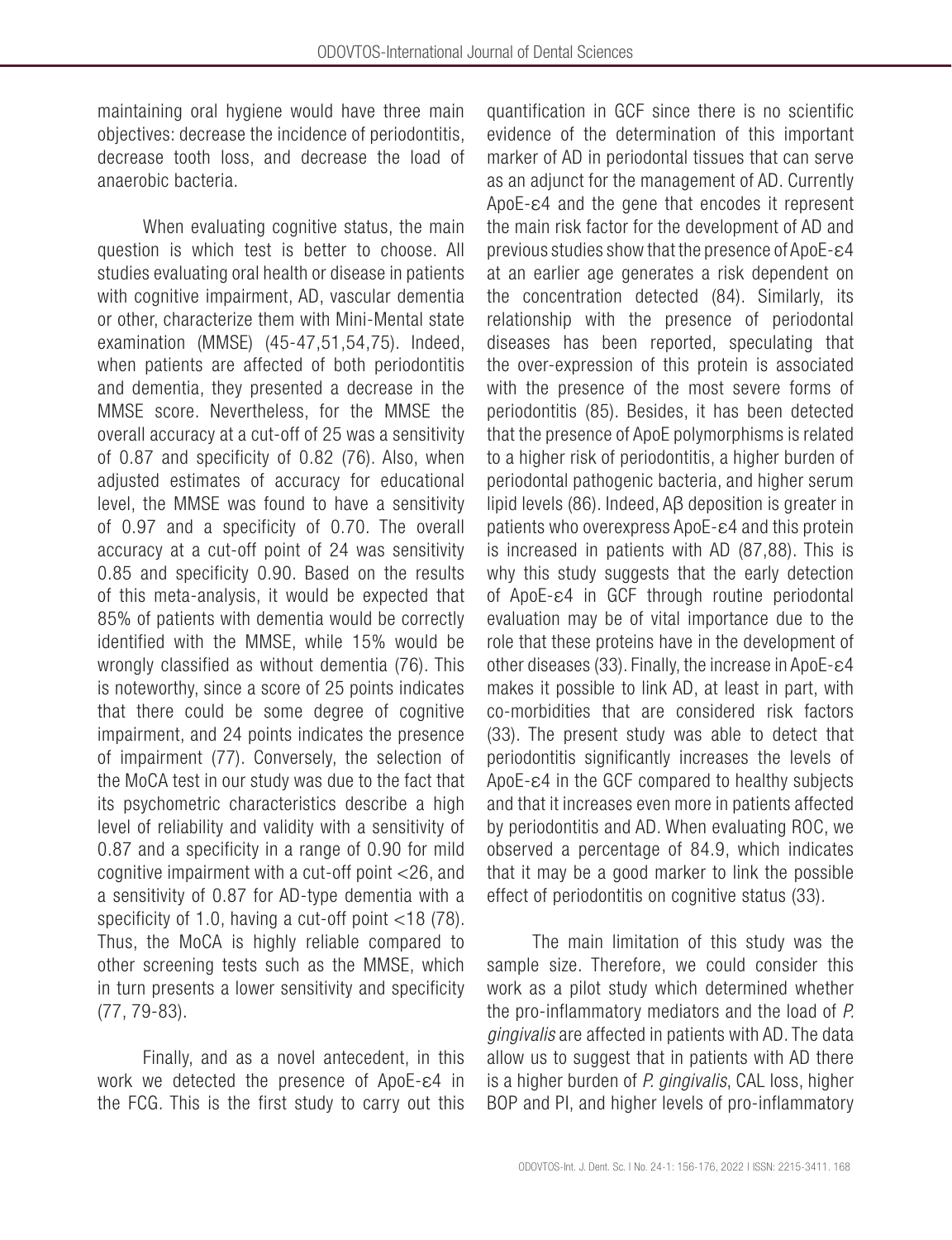maintaining oral hygiene would have three main objectives: decrease the incidence of periodontitis, decrease tooth loss, and decrease the load of anaerobic bacteria.

When evaluating cognitive status, the main question is which test is better to choose. All studies evaluating oral health or disease in patients with cognitive impairment, AD, vascular dementia or other, characterize them with Mini-Mental state examination (MMSE) (45-47,51,54,75). Indeed, when patients are affected of both periodontitis and dementia, they presented a decrease in the MMSE score. Nevertheless, for the MMSE the overall accuracy at a cut-off of 25 was a sensitivity of 0.87 and specificity of 0.82 (76). Also, when adjusted estimates of accuracy for educational level, the MMSE was found to have a sensitivity of 0.97 and a specificity of 0.70. The overall accuracy at a cut-off point of 24 was sensitivity 0.85 and specificity 0.90. Based on the results of this meta-analysis, it would be expected that 85% of patients with dementia would be correctly identified with the MMSE, while 15% would be wrongly classified as without dementia (76). This is noteworthy, since a score of 25 points indicates that there could be some degree of cognitive impairment, and 24 points indicates the presence of impairment (77). Conversely, the selection of the MoCA test in our study was due to the fact that its psychometric characteristics describe a high level of reliability and validity with a sensitivity of 0.87 and a specificity in a range of 0.90 for mild cognitive impairment with a cut-off point <26, and a sensitivity of 0.87 for AD-type dementia with a specificity of 1.0, having a cut-off point <18 (78). Thus, the MoCA is highly reliable compared to other screening tests such as the MMSE, which in turn presents a lower sensitivity and specificity (77, 79-83).

Finally, and as a novel antecedent, in this work we detected the presence of ApoE-ε4 in the FCG. This is the first study to carry out this quantification in GCF since there is no scientific evidence of the determination of this important marker of AD in periodontal tissues that can serve as an adjunct for the management of AD. Currently ApoE-ε4 and the gene that encodes it represent the main risk factor for the development of AD and previous studies show that the presence of ApoE-ε4 at an earlier age generates a risk dependent on the concentration detected (84). Similarly, its relationship with the presence of periodontal diseases has been reported, speculating that the over-expression of this protein is associated with the presence of the most severe forms of periodontitis (85). Besides, it has been detected that the presence of ApoE polymorphisms is related to a higher risk of periodontitis, a higher burden of periodontal pathogenic bacteria, and higher serum lipid levels (86). Indeed, Aβ deposition is greater in patients who overexpress ApoE-ε4 and this protein is increased in patients with AD (87,88). This is why this study suggests that the early detection of ApoE-ε4 in GCF through routine periodontal evaluation may be of vital importance due to the role that these proteins have in the development of other diseases (33). Finally, the increase in ApoE-ε4 makes it possible to link AD, at least in part, with co-morbidities that are considered risk factors (33). The present study was able to detect that periodontitis significantly increases the levels of ApoE-ε4 in the GCF compared to healthy subjects and that it increases even more in patients affected by periodontitis and AD. When evaluating ROC, we observed a percentage of 84.9, which indicates that it may be a good marker to link the possible effect of periodontitis on cognitive status (33).

The main limitation of this study was the sample size. Therefore, we could consider this work as a pilot study which determined whether the pro-inflammatory mediators and the load of *P. gingivalis* are affected in patients with AD. The data allow us to suggest that in patients with AD there is a higher burden of *P. gingivalis*, CAL loss, higher BOP and PI, and higher levels of pro-inflammatory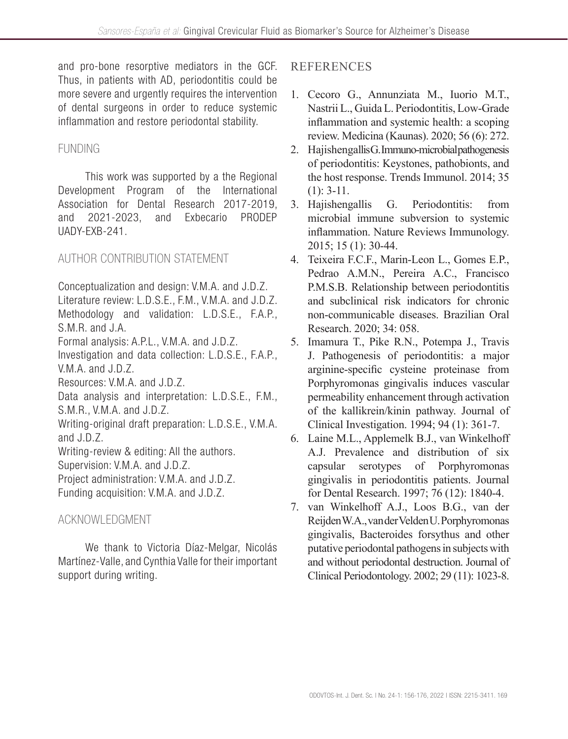and pro-bone resorptive mediators in the GCF. Thus, in patients with AD, periodontitis could be more severe and urgently requires the intervention of dental surgeons in order to reduce systemic inflammation and restore periodontal stability.

## FUNDING

This work was supported by a the Regional Development Program of the International Association for Dental Research 2017-2019, and 2021-2023, and Exbecario PRODEP UADY-EXB-241.

## AUTHOR CONTRIBUTION STATEMENT

Conceptualization and design: V.M.A. and J.D.Z.
Literature review: L.D.S.E., F.M., V.M.A. and J.D.Z.
Methodology and validation: L.D.S.E., F.A.P., S.M.R. and J.A.
Formal analysis: A.P.L., V.M.A. and J.D.Z.
Investigation and data collection: L.D.S.E., F.A.P., V.M.A. and J.D.Z.
Resources: V.M.A. and J.D.Z.
Data analysis and interpretation: L.D.S.E., F.M., S.M.R., V.M.A. and J.D.Z.
Writing-original draft preparation: L.D.S.E., V.M.A. and J.D.Z.
Writing-review & editing: All the authors.
Supervision: V.M.A. and J.D.Z.
Project administration: V.M.A. and J.D.Z.
Funding acquisition: V.M.A. and J.D.Z.

## ACKNOWLEDGMENT

We thank to Victoria Díaz-Melgar, Nicolás Martínez-Valle, and Cynthia Valle for their important support during writing.

## REFERENCES

1. Cecoro G., Annunziata M., Iuorio M.T., Nastrii L., Guida L. Periodontitis, Low-Grade inflammation and systemic health: a scoping review. Medicina (Kaunas). 2020; 56 (6): 272.
2. Hajishengallis G. Immuno-microbial pathogenesis of periodontitis: Keystones, pathobionts, and the host response. Trends Immunol. 2014; 35 (1): 3-11.
3. Hajishengallis G. Periodontitis: from microbial immune subversion to systemic inflammation. Nature Reviews Immunology. 2015; 15 (1): 30-44.
4. Teixeira F.C.F., Marin-Leon L., Gomes E.P., Pedrao A.M.N., Pereira A.C., Francisco P.M.S.B. Relationship between periodontitis and subclinical risk indicators for chronic non-communicable diseases. Brazilian Oral Research. 2020; 34: 058.
5. Imamura T., Pike R.N., Potempa J., Travis J. Pathogenesis of periodontitis: a major arginine-specific cysteine proteinase from Porphyromonas gingivalis induces vascular permeability enhancement through activation of the kallikrein/kinin pathway. Journal of Clinical Investigation. 1994; 94 (1): 361-7.
6. Laine M.L., Applemelk B.J., van Winkelhoff A.J. Prevalence and distribution of six capsular serotypes of Porphyromonas gingivalis in periodontitis patients. Journal for Dental Research. 1997; 76 (12): 1840-4.
7. van Winkelhoff A.J., Loos B.G., van der Reijden W.A., van der Velden U. Porphyromonas gingivalis, Bacteroides forsythus and other putative periodontal pathogens in subjects with and without periodontal destruction. Journal of Clinical Periodontology. 2002; 29 (11): 1023-8.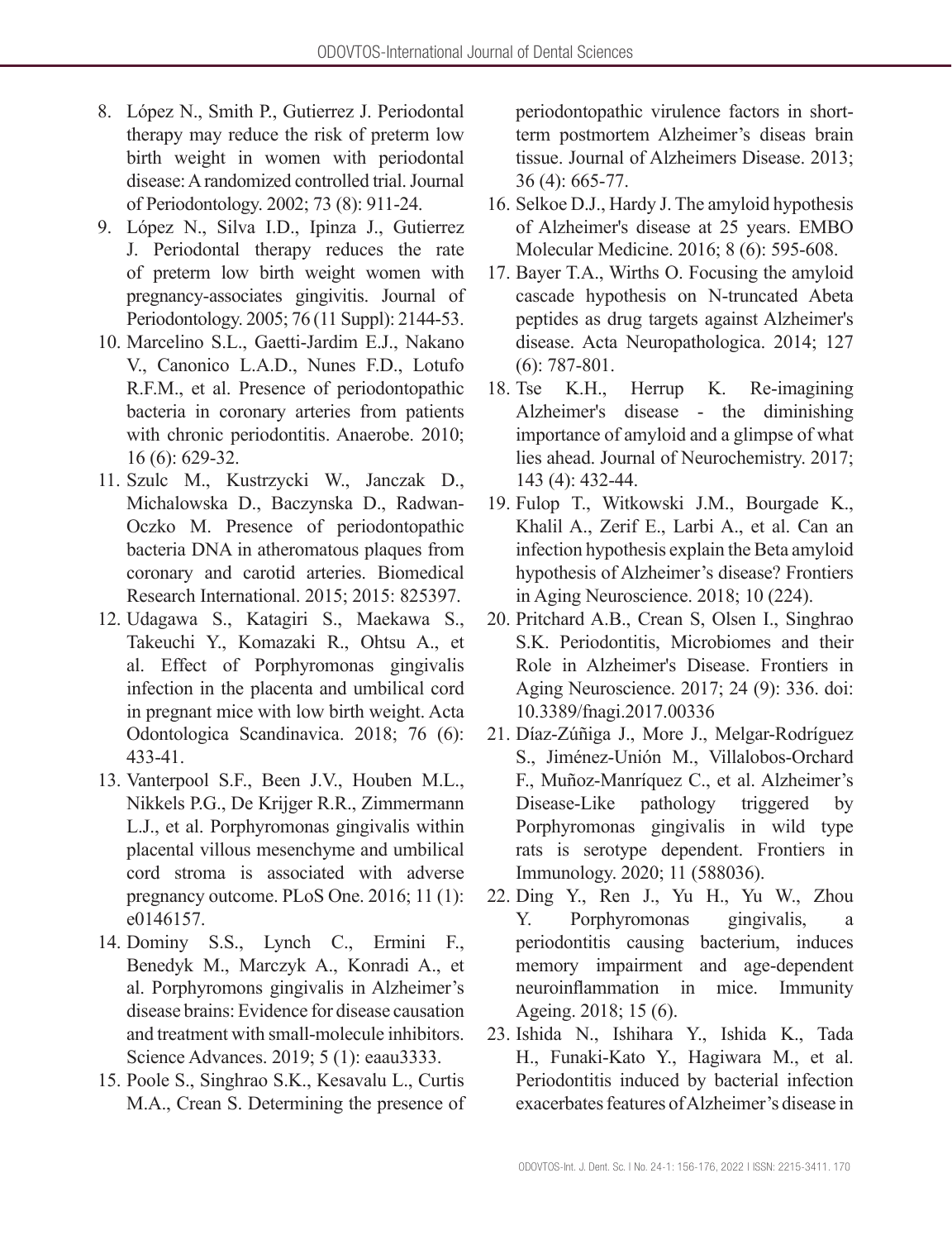8. López N., Smith P., Gutierrez J. Periodontal therapy may reduce the risk of preterm low birth weight in women with periodontal disease: A randomized controlled trial. Journal of Periodontology. 2002; 73 (8): 911-24.
9. López N., Silva I.D., Ipinza J., Gutierrez J. Periodontal therapy reduces the rate of preterm low birth weight women with pregnancy-associates gingivitis. Journal of Periodontology. 2005; 76 (11 Suppl): 2144-53.
10. Marcelino S.L., Gaetti-Jardim E.J., Nakano V., Canonico L.A.D., Nunes F.D., Lotufo R.F.M., et al. Presence of periodontopathic bacteria in coronary arteries from patients with chronic periodontitis. Anaerobe. 2010; 16 (6): 629-32.
11. Szulc M., Kustrzycki W., Janczak D., Michalowska D., Baczynska D., Radwan-Oczko M. Presence of periodontopathic bacteria DNA in atheromatous plaques from coronary and carotid arteries. Biomedical Research International. 2015; 2015: 825397.
12. Udagawa S., Katagiri S., Maekawa S., Takeuchi Y., Komazaki R., Ohtsu A., et al. Effect of Porphyromonas gingivalis infection in the placenta and umbilical cord in pregnant mice with low birth weight. Acta Odontologica Scandinavica. 2018; 76 (6): 433-41.
13. Vanterpool S.F., Been J.V., Houben M.L., Nikkels P.G., De Krijger R.R., Zimmermann L.J., et al. Porphyromonas gingivalis within placental villous mesenchyme and umbilical cord stroma is associated with adverse pregnancy outcome. PLoS One. 2016; 11 (1): e0146157.
14. Dominy S.S., Lynch C., Ermini F., Benedyk M., Marczyk A., Konradi A., et al. Porphyromons gingivalis in Alzheimer's disease brains: Evidence for disease causation and treatment with small-molecule inhibitors. Science Advances. 2019; 5 (1): eaau3333.
15. Poole S., Singhrao S.K., Kesavalu L., Curtis M.A., Crean S. Determining the presence of periodontopathic virulence factors in short-term postmortem Alzheimer's diseas brain tissue. Journal of Alzheimers Disease. 2013; 36 (4): 665-77.
16. Selkoe D.J., Hardy J. The amyloid hypothesis of Alzheimer's disease at 25 years. EMBO Molecular Medicine. 2016; 8 (6): 595-608.
17. Bayer T.A., Wirths O. Focusing the amyloid cascade hypothesis on N-truncated Abeta peptides as drug targets against Alzheimer's disease. Acta Neuropathologica. 2014; 127 (6): 787-801.
18. Tse K.H., Herrup K. Re-imagining Alzheimer's disease - the diminishing importance of amyloid and a glimpse of what lies ahead. Journal of Neurochemistry. 2017; 143 (4): 432-44.
19. Fulop T., Witkowski J.M., Bourgade K., Khalil A., Zerif E., Larbi A., et al. Can an infection hypothesis explain the Beta amyloid hypothesis of Alzheimer's disease? Frontiers in Aging Neuroscience. 2018; 10 (224).
20. Pritchard A.B., Crean S, Olsen I., Singhrao S.K. Periodontitis, Microbiomes and their Role in Alzheimer's Disease. Frontiers in Aging Neuroscience. 2017; 24 (9): 336. doi: 10.3389/fnagi.2017.00336
21. Díaz-Zúñiga J., More J., Melgar-Rodríguez S., Jiménez-Unión M., Villalobos-Orchard F., Muñoz-Manríquez C., et al. Alzheimer's Disease-Like pathology triggered by Porphyromonas gingivalis in wild type rats is serotype dependent. Frontiers in Immunology. 2020; 11 (588036).
22. Ding Y., Ren J., Yu H., Yu W., Zhou Y. Porphyromonas gingivalis, a periodontitis causing bacterium, induces memory impairment and age-dependent neuroinflammation in mice. Immunity Ageing. 2018; 15 (6).
23. Ishida N., Ishihara Y., Ishida K., Tada H., Funaki-Kato Y., Hagiwara M., et al. Periodontitis induced by bacterial infection exacerbates features of Alzheimer's disease in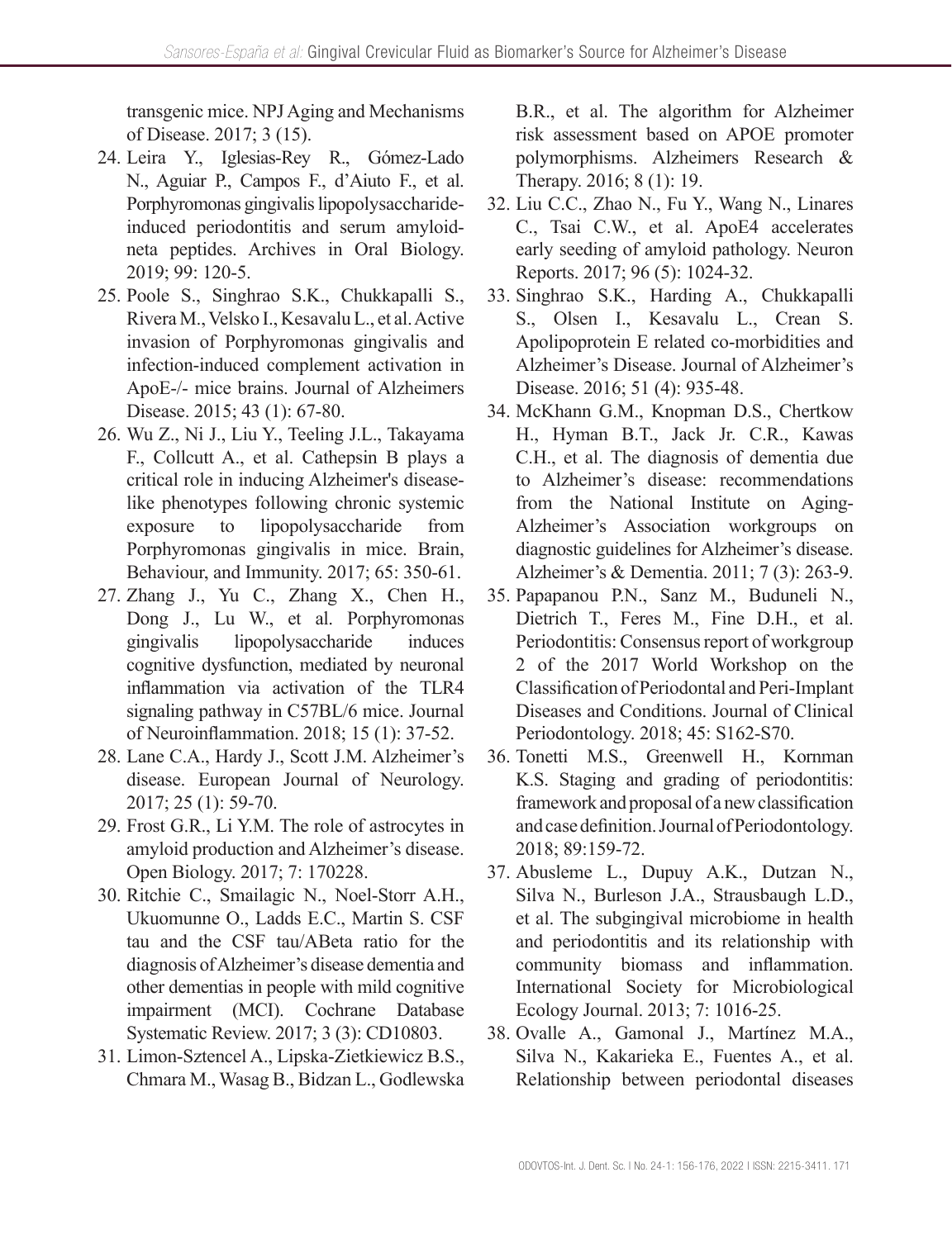transgenic mice. NPJ Aging and Mechanisms of Disease. 2017; 3 (15).

24. Leira Y., Iglesias-Rey R., Gómez-Lado N., Aguiar P., Campos F., d'Aiuto F., et al. Porphyromonas gingivalis lipopolysaccharide-induced periodontitis and serum amyloid-neta peptides. Archives in Oral Biology. 2019; 99: 120-5.
25. Poole S., Singhrao S.K., Chukkapalli S., Rivera M., Velsko I., Kesavalu L., et al. Active invasion of Porphyromonas gingivalis and infection-induced complement activation in ApoE-/- mice brains. Journal of Alzheimers Disease. 2015; 43 (1): 67-80.
26. Wu Z., Ni J., Liu Y., Teeling J.L., Takayama F., Collcutt A., et al. Cathepsin B plays a critical role in inducing Alzheimer's disease-like phenotypes following chronic systemic exposure to lipopolysaccharide from Porphyromonas gingivalis in mice. Brain, Behaviour, and Immunity. 2017; 65: 350-61.
27. Zhang J., Yu C., Zhang X., Chen H., Dong J., Lu W., et al. Porphyromonas gingivalis lipopolysaccharide induces cognitive dysfunction, mediated by neuronal inflammation via activation of the TLR4 signaling pathway in C57BL/6 mice. Journal of Neuroinflammation. 2018; 15 (1): 37-52.
28. Lane C.A., Hardy J., Scott J.M. Alzheimer's disease. European Journal of Neurology. 2017; 25 (1): 59-70.
29. Frost G.R., Li Y.M. The role of astrocytes in amyloid production and Alzheimer's disease. Open Biology. 2017; 7: 170228.
30. Ritchie C., Smailagic N., Noel-Storr A.H., Ukuomunne O., Ladds E.C., Martin S. CSF tau and the CSF tau/ABeta ratio for the diagnosis of Alzheimer's disease dementia and other dementias in people with mild cognitive impairment (MCI). Cochrane Database Systematic Review. 2017; 3 (3): CD10803.
31. Limon-Sztencel A., Lipska-Zietkiewicz B.S., Chmara M., Wasag B., Bidzan L., Godlewska B.R., et al. The algorithm for Alzheimer risk assessment based on APOE promoter polymorphisms. Alzheimers Research & Therapy. 2016; 8 (1): 19.
32. Liu C.C., Zhao N., Fu Y., Wang N., Linares C., Tsai C.W., et al. ApoE4 accelerates early seeding of amyloid pathology. Neuron Reports. 2017; 96 (5): 1024-32.
33. Singhrao S.K., Harding A., Chukkapalli S., Olsen I., Kesavalu L., Crean S. Apolipoprotein E related co-morbidities and Alzheimer's Disease. Journal of Alzheimer's Disease. 2016; 51 (4): 935-48.
34. McKhann G.M., Knopman D.S., Chertkow H., Hyman B.T., Jack Jr. C.R., Kawas C.H., et al. The diagnosis of dementia due to Alzheimer's disease: recommendations from the National Institute on Aging-Alzheimer's Association workgroups on diagnostic guidelines for Alzheimer's disease. Alzheimer's & Dementia. 2011; 7 (3): 263-9.
35. Papapanou P.N., Sanz M., Buduneli N., Dietrich T., Feres M., Fine D.H., et al. Periodontitis: Consensus report of workgroup 2 of the 2017 World Workshop on the Classification of Periodontal and Peri-Implant Diseases and Conditions. Journal of Clinical Periodontology. 2018; 45: S162-S70.
36. Tonetti M.S., Greenwell H., Kornman K.S. Staging and grading of periodontitis: framework and proposal of a new classification and case definition. Journal of Periodontology. 2018; 89:159-72.
37. Abusleme L., Dupuy A.K., Dutzan N., Silva N., Burleson J.A., Strausbaugh L.D., et al. The subgingival microbiome in health and periodontitis and its relationship with community biomass and inflammation. International Society for Microbiological Ecology Journal. 2013; 7: 1016-25.
38. Ovalle A., Gamonal J., Martínez M.A., Silva N., Kakarieka E., Fuentes A., et al. Relationship between periodontal diseases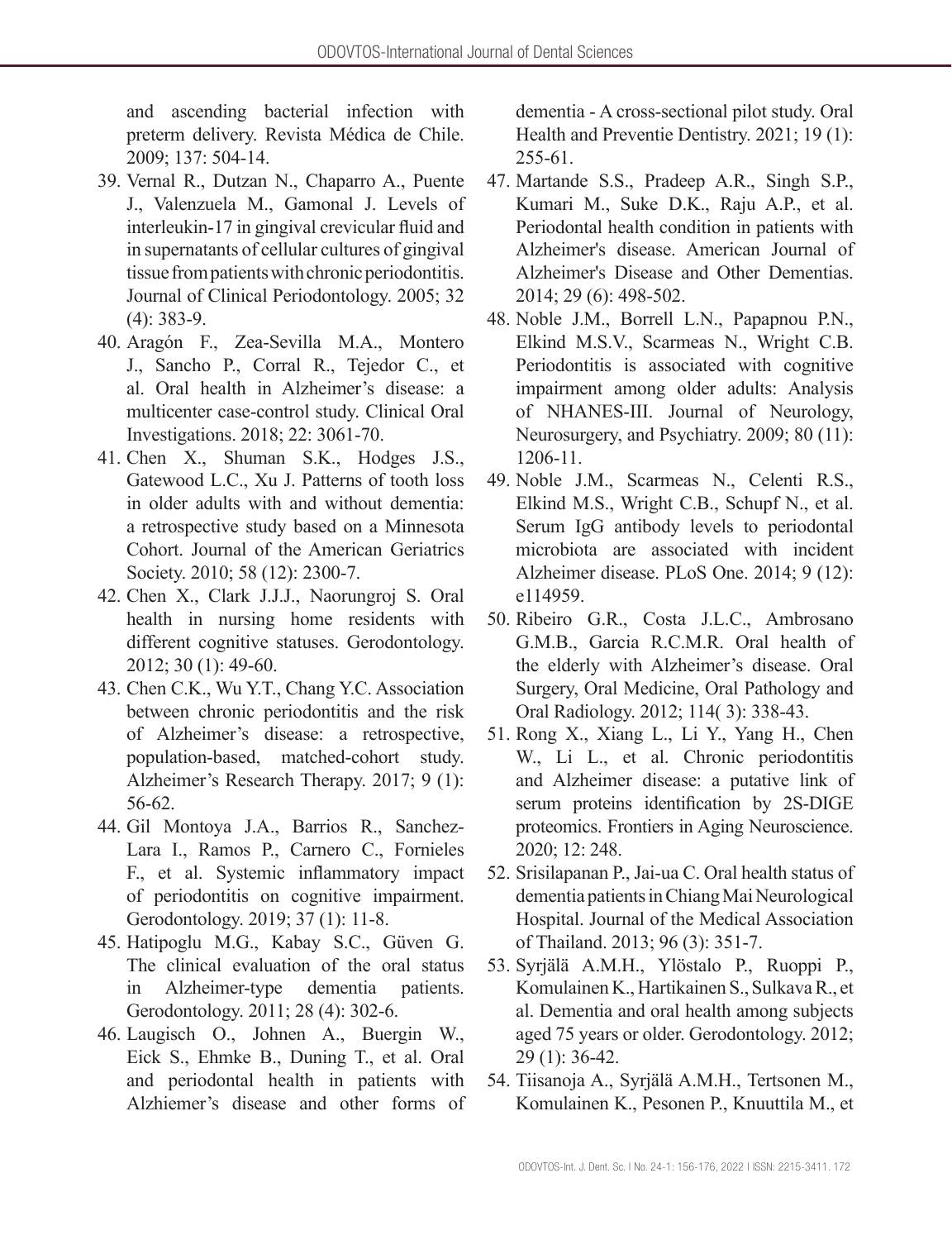and ascending bacterial infection with preterm delivery. Revista Médica de Chile. 2009; 137: 504-14.

39. Vernal R., Dutzan N., Chaparro A., Puente J., Valenzuela M., Gamonal J. Levels of interleukin-17 in gingival crevicular fluid and in supernatants of cellular cultures of gingival tissue from patients with chronic periodontitis. Journal of Clinical Periodontology. 2005; 32 (4): 383-9.
40. Aragón F., Zea-Sevilla M.A., Montero J., Sancho P., Corral R., Tejedor C., et al. Oral health in Alzheimer's disease: a multicenter case-control study. Clinical Oral Investigations. 2018; 22: 3061-70.
41. Chen X., Shuman S.K., Hodges J.S., Gatewood L.C., Xu J. Patterns of tooth loss in older adults with and without dementia: a retrospective study based on a Minnesota Cohort. Journal of the American Geriatrics Society. 2010; 58 (12): 2300-7.
42. Chen X., Clark J.J.J., Naorungroj S. Oral health in nursing home residents with different cognitive statuses. Gerodontology. 2012; 30 (1): 49-60.
43. Chen C.K., Wu Y.T., Chang Y.C. Association between chronic periodontitis and the risk of Alzheimer's disease: a retrospective, population-based, matched-cohort study. Alzheimer's Research Therapy. 2017; 9 (1): 56-62.
44. Gil Montoya J.A., Barrios R., Sanchez-Lara I., Ramos P., Carnero C., Fornieles F., et al. Systemic inflammatory impact of periodontitis on cognitive impairment. Gerodontology. 2019; 37 (1): 11-8.
45. Hatipoglu M.G., Kabay S.C., Güven G. The clinical evaluation of the oral status in Alzheimer-type dementia patients. Gerodontology. 2011; 28 (4): 302-6.
46. Laugisch O., Johnen A., Buergin W., Eick S., Ehmke B., Duning T., et al. Oral and periodontal health in patients with Alzhiemer's disease and other forms of dementia - A cross-sectional pilot study. Oral Health and Preventie Dentistry. 2021; 19 (1): 255-61.
47. Martande S.S., Pradeep A.R., Singh S.P., Kumari M., Suke D.K., Raju A.P., et al. Periodontal health condition in patients with Alzheimer's disease. American Journal of Alzheimer's Disease and Other Dementias. 2014; 29 (6): 498-502.
48. Noble J.M., Borrell L.N., Papapnou P.N., Elkind M.S.V., Scarmeas N., Wright C.B. Periodontitis is associated with cognitive impairment among older adults: Analysis of NHANES-III. Journal of Neurology, Neurosurgery, and Psychiatry. 2009; 80 (11): 1206-11.
49. Noble J.M., Scarmeas N., Celenti R.S., Elkind M.S., Wright C.B., Schupf N., et al. Serum IgG antibody levels to periodontal microbiota are associated with incident Alzheimer disease. PLoS One. 2014; 9 (12): e114959.
50. Ribeiro G.R., Costa J.L.C., Ambrosano G.M.B., Garcia R.C.M.R. Oral health of the elderly with Alzheimer's disease. Oral Surgery, Oral Medicine, Oral Pathology and Oral Radiology. 2012; 114( 3): 338-43.
51. Rong X., Xiang L., Li Y., Yang H., Chen W., Li L., et al. Chronic periodontitis and Alzheimer disease: a putative link of serum proteins identification by 2S-DIGE proteomics. Frontiers in Aging Neuroscience. 2020; 12: 248.
52. Srisilapanan P., Jai-ua C. Oral health status of dementia patients in Chiang Mai Neurological Hospital. Journal of the Medical Association of Thailand. 2013; 96 (3): 351-7.
53. Syrjälä A.M.H., Ylöstalo P., Ruoppi P., Komulainen K., Hartikainen S., Sulkava R., et al. Dementia and oral health among subjects aged 75 years or older. Gerodontology. 2012; 29 (1): 36-42.
54. Tiisanoja A., Syrjälä A.M.H., Tertsonen M., Komulainen K., Pesonen P., Knuuttila M., et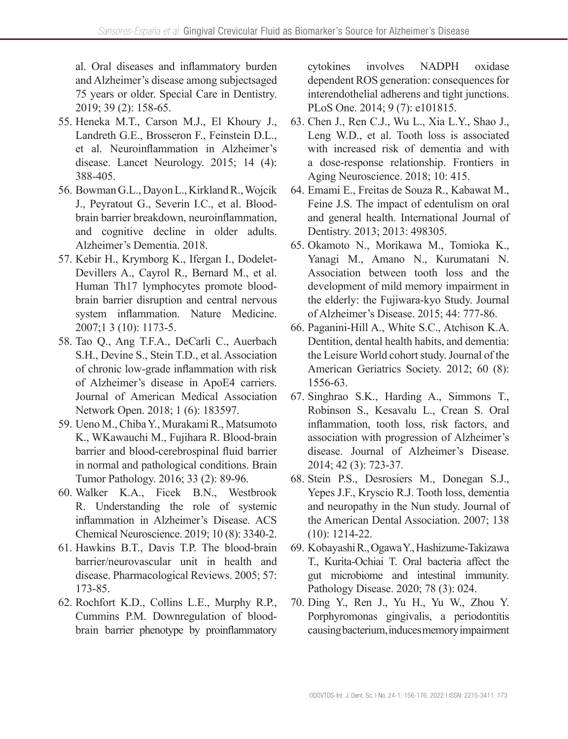al. Oral diseases and inflammatory burden and Alzheimer's disease among subjectsaged 75 years or older. Special Care in Dentistry. 2019; 39 (2): 158-65.

55. Heneka M.T., Carson M.J., El Khoury J., Landreth G.E., Brosseron F., Feinstein D.L., et al. Neuroinflammation in Alzheimer's disease. Lancet Neurology. 2015; 14 (4): 388-405.
56. Bowman G.L., Dayon L., Kirkland R., Wojcik J., Peyratout G., Severin I.C., et al. Blood-brain barrier breakdown, neuroinflammation, and cognitive decline in older adults. Alzheimer's Dementia. 2018.
57. Kebir H., Krymborg K., Ifergan I., Dodelet-Devillers A., Cayrol R., Bernard M., et al. Human Th17 lymphocytes promote blood-brain barrier disruption and central nervous system inflammation. Nature Medicine. 2007;1 3 (10): 1173-5.
58. Tao Q., Ang T.F.A., DeCarli C., Auerbach S.H., Devine S., Stein T.D., et al. Association of chronic low-grade inflammation with risk of Alzheimer's disease in ApoE4 carriers. Journal of American Medical Association Network Open. 2018; 1 (6): 183597.
59. Ueno M., Chiba Y., Murakami R., Matsumoto K., WKawauchi M., Fujihara R. Blood-brain barrier and blood-cerebrospinal fluid barrier in normal and pathological conditions. Brain Tumor Pathology. 2016; 33 (2): 89-96.
60. Walker K.A., Ficek B.N., Westbrook R. Understanding the role of systemic inflammation in Alzheimer's Disease. ACS Chemical Neuroscience. 2019; 10 (8): 3340-2.
61. Hawkins B.T., Davis T.P. The blood-brain barrier/neurovascular unit in health and disease. Pharmacological Reviews. 2005; 57: 173-85.
62. Rochfort K.D., Collins L.E., Murphy R.P., Cummins P.M. Downregulation of blood-brain barrier phenotype by proinflammatory cytokines involves NADPH oxidase dependent ROS generation: consequences for interendothelial adherens and tight junctions. PLoS One. 2014; 9 (7): e101815.
63. Chen J., Ren C.J., Wu L., Xia L.Y., Shao J., Leng W.D., et al. Tooth loss is associated with increased risk of dementia and with a dose-response relationship. Frontiers in Aging Neuroscience. 2018; 10: 415.
64. Emami E., Freitas de Souza R., Kabawat M., Feine J.S. The impact of edentulism on oral and general health. International Journal of Dentistry. 2013; 2013: 498305.
65. Okamoto N., Morikawa M., Tomioka K., Yanagi M., Amano N., Kurumatani N. Association between tooth loss and the development of mild memory impairment in the elderly: the Fujiwara-kyo Study. Journal of Alzheimer's Disease. 2015; 44: 777-86.
66. Paganini-Hill A., White S.C., Atchison K.A. Dentition, dental health habits, and dementia: the Leisure World cohort study. Journal of the American Geriatrics Society. 2012; 60 (8): 1556-63.
67. Singhrao S.K., Harding A., Simmons T., Robinson S., Kesavalu L., Crean S. Oral inflammation, tooth loss, risk factors, and association with progression of Alzheimer's disease. Journal of Alzheimer's Disease. 2014; 42 (3): 723-37.
68. Stein P.S., Desrosiers M., Donegan S.J., Yepes J.F., Kryscio R.J. Tooth loss, dementia and neuropathy in the Nun study. Journal of the American Dental Association. 2007; 138 (10): 1214-22.
69. Kobayashi R., Ogawa Y., Hashizume-Takizawa T., Kurita-Ochiai T. Oral bacteria affect the gut microbiome and intestinal immunity. Pathology Disease. 2020; 78 (3): 024.
70. Ding Y., Ren J., Yu H., Yu W., Zhou Y. Porphyromonas gingivalis, a periodontitis causing bacterium, induces memory impairment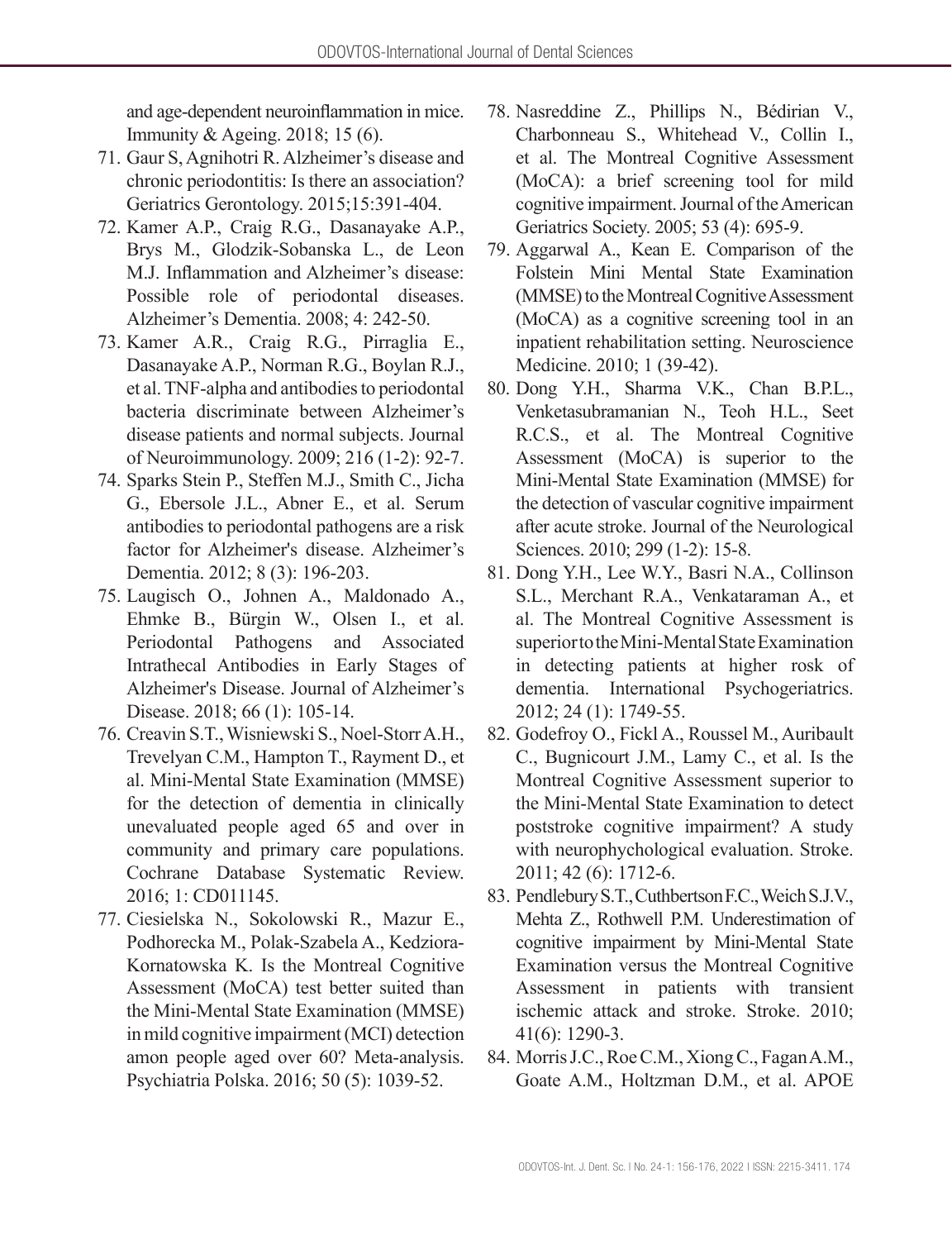and age-dependent neuroinflammation in mice. Immunity & Ageing. 2018; 15 (6).

71. Gaur S, Agnihotri R. Alzheimer's disease and chronic periodontitis: Is there an association? Geriatrics Gerontology. 2015;15:391-404.
72. Kamer A.P., Craig R.G., Dasanayake A.P., Brys M., Glodzik-Sobanska L., de Leon M.J. Inflammation and Alzheimer's disease: Possible role of periodontal diseases. Alzheimer's Dementia. 2008; 4: 242-50.
73. Kamer A.R., Craig R.G., Pirraglia E., Dasanayake A.P., Norman R.G., Boylan R.J., et al. TNF-alpha and antibodies to periodontal bacteria discriminate between Alzheimer's disease patients and normal subjects. Journal of Neuroimmunology. 2009; 216 (1-2): 92-7.
74. Sparks Stein P., Steffen M.J., Smith C., Jicha G., Ebersole J.L., Abner E., et al. Serum antibodies to periodontal pathogens are a risk factor for Alzheimer's disease. Alzheimer's Dementia. 2012; 8 (3): 196-203.
75. Laugisch O., Johnen A., Maldonado A., Ehmke B., Bürgin W., Olsen I., et al. Periodontal Pathogens and Associated Intrathecal Antibodies in Early Stages of Alzheimer's Disease. Journal of Alzheimer's Disease. 2018; 66 (1): 105-14.
76. Creavin S.T., Wisniewski S., Noel-Storr A.H., Trevelyan C.M., Hampton T., Rayment D., et al. Mini-Mental State Examination (MMSE) for the detection of dementia in clinically unevaluated people aged 65 and over in community and primary care populations. Cochrane Database Systematic Review. 2016; 1: CD011145.
77. Ciesielska N., Sokolowski R., Mazur E., Podhorecka M., Polak-Szabela A., Kedziora-Kornatowska K. Is the Montreal Cognitive Assessment (MoCA) test better suited than the Mini-Mental State Examination (MMSE) in mild cognitive impairment (MCI) detection amon people aged over 60? Meta-analysis. Psychiatria Polska. 2016; 50 (5): 1039-52.
78. Nasreddine Z., Phillips N., Bédirian V., Charbonneau S., Whitehead V., Collin I., et al. The Montreal Cognitive Assessment (MoCA): a brief screening tool for mild cognitive impairment. Journal of the American Geriatrics Society. 2005; 53 (4): 695-9.
79. Aggarwal A., Kean E. Comparison of the Folstein Mini Mental State Examination (MMSE) to the Montreal Cognitive Assessment (MoCA) as a cognitive screening tool in an inpatient rehabilitation setting. Neuroscience Medicine. 2010; 1 (39-42).
80. Dong Y.H., Sharma V.K., Chan B.P.L., Venketasubramanian N., Teoh H.L., Seet R.C.S., et al. The Montreal Cognitive Assessment (MoCA) is superior to the Mini-Mental State Examination (MMSE) for the detection of vascular cognitive impairment after acute stroke. Journal of the Neurological Sciences. 2010; 299 (1-2): 15-8.
81. Dong Y.H., Lee W.Y., Basri N.A., Collinson S.L., Merchant R.A., Venkataraman A., et al. The Montreal Cognitive Assessment is superior to the Mini-Mental State Examination in detecting patients at higher rosk of dementia. International Psychogeriatrics. 2012; 24 (1): 1749-55.
82. Godefroy O., Fickl A., Roussel M., Auribault C., Bugnicourt J.M., Lamy C., et al. Is the Montreal Cognitive Assessment superior to the Mini-Mental State Examination to detect poststroke cognitive impairment? A study with neurophychological evaluation. Stroke. 2011; 42 (6): 1712-6.
83. Pendlebury S.T., Cuthbertson F.C., Weich S.J.V., Mehta Z., Rothwell P.M. Underestimation of cognitive impairment by Mini-Mental State Examination versus the Montreal Cognitive Assessment in patients with transient ischemic attack and stroke. Stroke. 2010; 41(6): 1290-3.
84. Morris J.C., Roe C.M., Xiong C., Fagan A.M., Goate A.M., Holtzman D.M., et al. APOE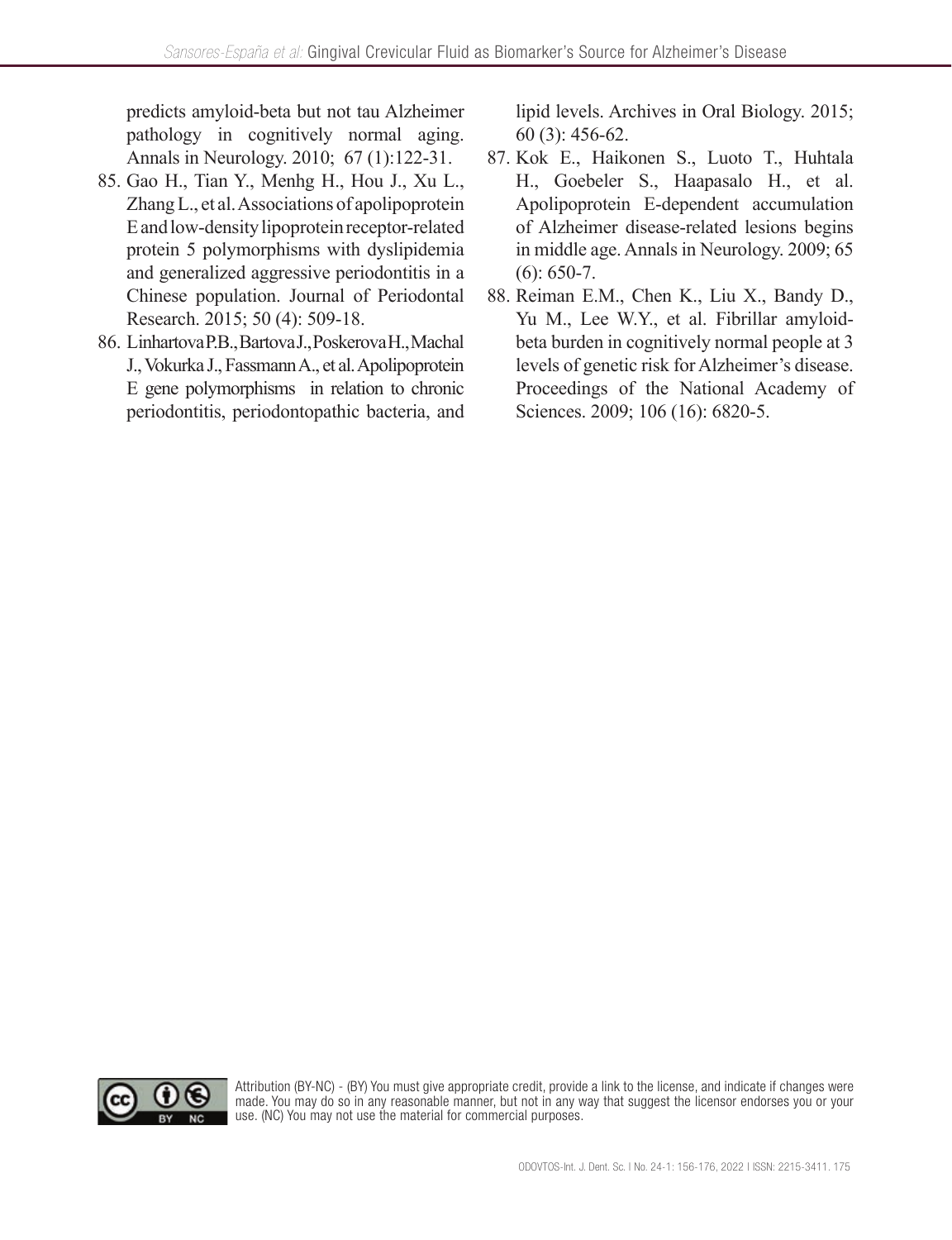predicts amyloid-beta but not tau Alzheimer pathology in cognitively normal aging. Annals in Neurology. 2010; 67 (1):122-31.

85. Gao H., Tian Y., Menhg H., Hou J., Xu L., Zhang L., et al. Associations of apolipoprotein E and low-density lipoprotein receptor-related protein 5 polymorphisms with dyslipidemia and generalized aggressive periodontitis in a Chinese population. Journal of Periodontal Research. 2015; 50 (4): 509-18.
86. Linhartova P.B., Bartova J., Poskerova H., Machal J., Vokurka J., Fassmann A., et al. Apolipoprotein E gene polymorphisms in relation to chronic periodontitis, periodontopathic bacteria, and lipid levels. Archives in Oral Biology. 2015; 60 (3): 456-62.
87. Kok E., Haikonen S., Luoto T., Huhtala H., Goebeler S., Haapasalo H., et al. Apolipoprotein E-dependent accumulation of Alzheimer disease-related lesions begins in middle age. Annals in Neurology. 2009; 65 (6): 650-7.
88. Reiman E.M., Chen K., Liu X., Bandy D., Yu M., Lee W.Y., et al. Fibrillar amyloid-beta burden in cognitively normal people at 3 levels of genetic risk for Alzheimer's disease. Proceedings of the National Academy of Sciences. 2009; 106 (16): 6820-5.

Attribution (BY-NC) - (BY) You must give appropriate credit, provide a link to the license, and indicate if changes were made. You may do so in any reasonable manner, but not in any way that suggest the licensor endorses you or your use. (NC) You may not use the material for commercial purposes.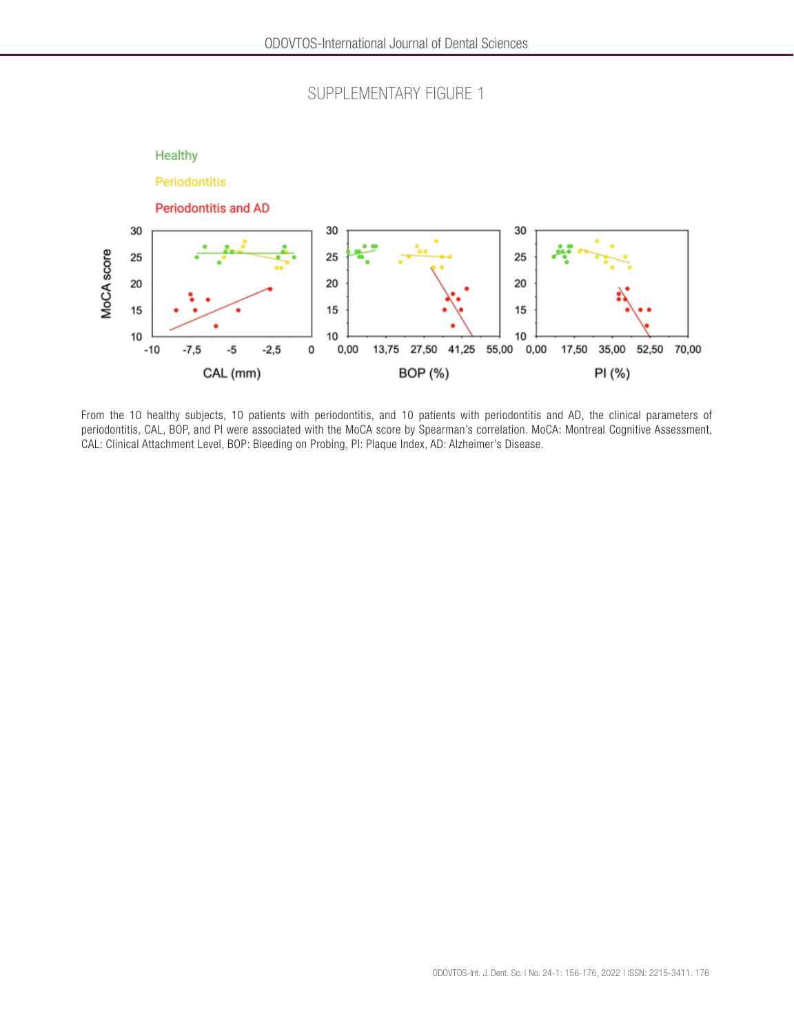## SUPPLEMENTARY FIGURE 1

Healthy

Periodontitis

Periodontitis and AD

MoCA score

30
25
20
15
10

-10 -7,5 -5 -2,5 0

CAL (mm)

0,00 13,75 27,50 41,25 55,00

BOP (%)

0,00 17,50 35,00 52,50 70,00

PI (%)

From the 10 healthy subjects, 10 patients with periodontitis, and 10 patients with periodontitis and AD, the clinical parameters of periodontitis, CAL, BOP, and PI were associated with the MoCA score by Spearman's correlation. MoCA: Montreal Cognitive Assessment, CAL: Clinical Attachment Level, BOP: Bleeding on Probing, PI: Plaque Index, AD: Alzheimer's Disease.